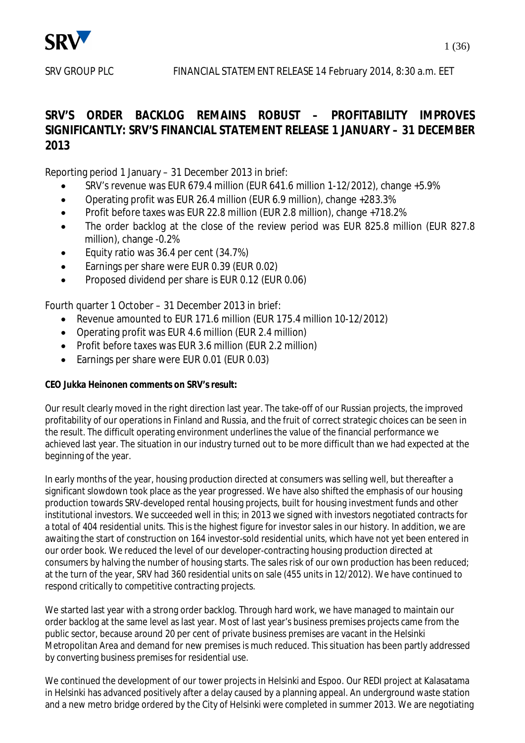SRV GROUP PLC FINANCIAL STATEMENT RELEASE 14 February 2014, 8:30 a.m. EET

# SRV'S ORDER BACKLOG REMAINS ROBUST – PROFITABILITY IMPROVES SIGNIFICANTLY: SRV'S FINANCIAL STATEMENT RELEASE 1 JANUARY – 31 DECEMBER 2013

Reporting period 1 January – 31 December 2013 in brief:

- SRV's revenue was EUR 679.4 million (EUR 641.6 million 1-12/2012), change +5.9%
- Operating profit was EUR 26.4 million (EUR 6.9 million), change +283.3%
- Profit before taxes was EUR 22.8 million (EUR 2.8 million), change +718.2%
- The order backlog at the close of the review period was EUR 825.8 million (EUR 827.8 million), change -0.2%
- Equity ratio was 36.4 per cent (34.7%)
- Earnings per share were EUR 0.39 (EUR 0.02)
- Proposed dividend per share is EUR 0.12 (EUR 0.06)

Fourth quarter 1 October – 31 December 2013 in brief:

- Revenue amounted to EUR 171.6 million (EUR 175.4 million 10-12/2012)
- Operating profit was EUR 4.6 million (EUR 2.4 million)
- Profit before taxes was EUR 3.6 million (EUR 2.2 million)
- Earnings per share were EUR 0.01 (EUR 0.03)

**CEO Jukka Heinonen comments on SRV's result:**

Our result clearly moved in the right direction last year. The take-off of our Russian projects, the improved profitability of our operations in Finland and Russia, and the fruit of correct strategic choices can be seen in the result. The difficult operating environment underlines the value of the financial performance we achieved last year. The situation in our industry turned out to be more difficult than we had expected at the beginning of the year.

In early months of the year, housing production directed at consumers was selling well, but thereafter a significant slowdown took place as the year progressed. We have also shifted the emphasis of our housing production towards SRV-developed rental housing projects, built for housing investment funds and other institutional investors. We succeeded well in this; in 2013 we signed with investors negotiated contracts for a total of 404 residential units. This is the highest figure for investor sales in our history. In addition, we are awaiting the start of construction on 164 investor-sold residential units, which have not yet been entered in our order book. We reduced the level of our developer-contracting housing production directed at consumers by halving the number of housing starts. The sales risk of our own production has been reduced; at the turn of the year, SRV had 360 residential units on sale (455 units in 12/2012). We have continued to respond critically to competitive contracting projects.

We started last year with a strong order backlog. Through hard work, we have managed to maintain our order backlog at the same level as last year. Most of last year's business premises projects came from the public sector, because around 20 per cent of private business premises are vacant in the Helsinki Metropolitan Area and demand for new premises is much reduced. This situation has been partly addressed by converting business premises for residential use.

We continued the development of our tower projects in Helsinki and Espoo. Our REDI project at Kalasatama in Helsinki has advanced positively after a delay caused by a planning appeal. An underground waste station and a new metro bridge ordered by the City of Helsinki were completed in summer 2013. We are negotiating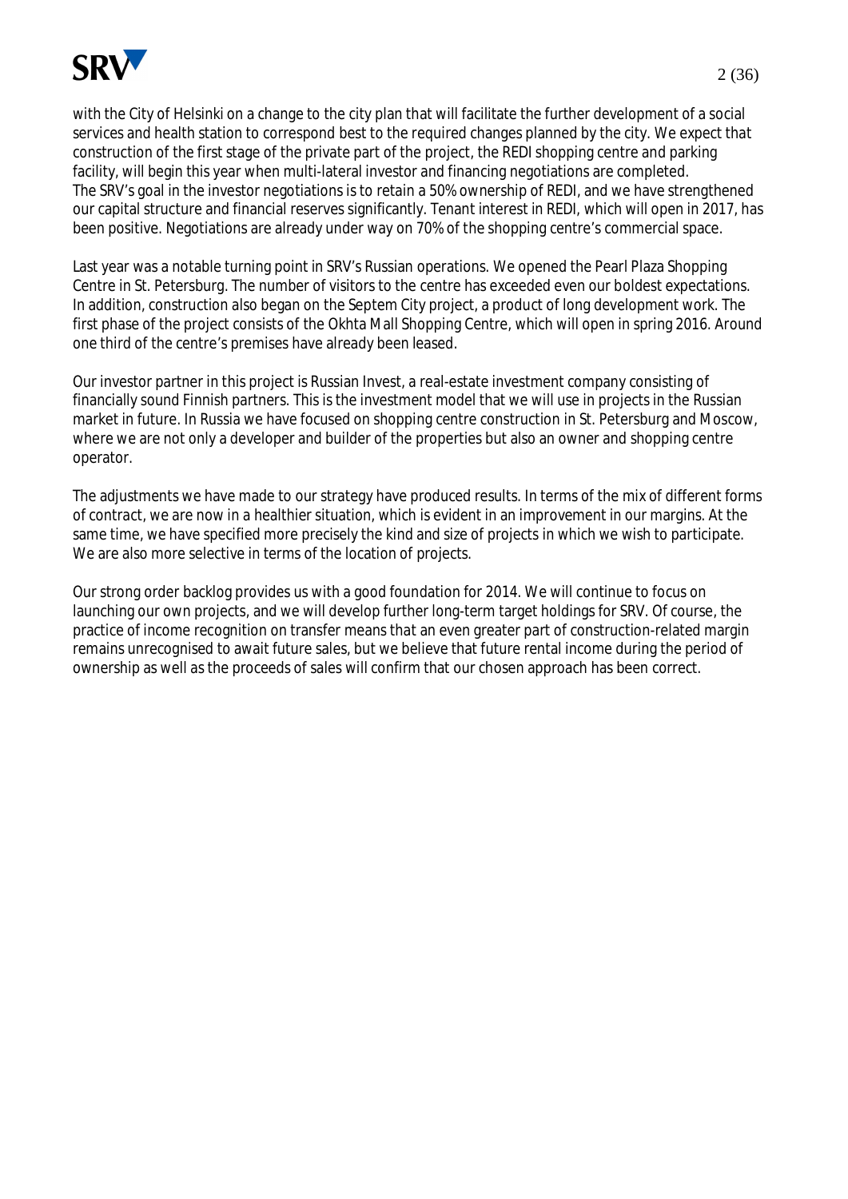with the City of Helsinki on a change to the city plan that will facilitate the further development of a social services and health station to correspond best to the required changes planned by the city. We expect that construction of the first stage of the private part of the project, the REDI shopping centre and parking facility, will begin this year when multi-lateral investor and financing negotiations are completed.
The SRV's goal in the investor negotiations is to retain a 50% ownership of REDI, and we have strengthened our capital structure and financial reserves significantly. Tenant interest in REDI, which will open in 2017, has been positive. Negotiations are already under way on 70% of the shopping centre's commercial space.

Last year was a notable turning point in SRV's Russian operations. We opened the Pearl Plaza Shopping Centre in St. Petersburg. The number of visitors to the centre has exceeded even our boldest expectations. In addition, construction also began on the Septem City project, a product of long development work. The first phase of the project consists of the Okhta Mall Shopping Centre, which will open in spring 2016. Around one third of the centre's premises have already been leased.

Our investor partner in this project is Russian Invest, a real-estate investment company consisting of financially sound Finnish partners. This is the investment model that we will use in projects in the Russian market in future. In Russia we have focused on shopping centre construction in St. Petersburg and Moscow, where we are not only a developer and builder of the properties but also an owner and shopping centre operator.

The adjustments we have made to our strategy have produced results. In terms of the mix of different forms of contract, we are now in a healthier situation, which is evident in an improvement in our margins. At the same time, we have specified more precisely the kind and size of projects in which we wish to participate. We are also more selective in terms of the location of projects.

Our strong order backlog provides us with a good foundation for 2014. We will continue to focus on launching our own projects, and we will develop further long-term target holdings for SRV. Of course, the practice of income recognition on transfer means that an even greater part of construction-related margin remains unrecognised to await future sales, but we believe that future rental income during the period of ownership as well as the proceeds of sales will confirm that our chosen approach has been correct.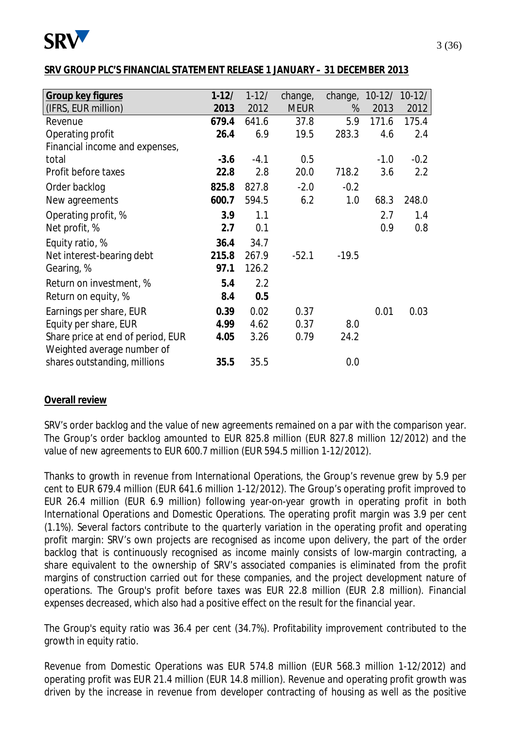**SRV GROUP PLC'S FINANCIAL STATEMENT RELEASE 1 JANUARY – 31 DECEMBER 2013**

| Group key figures (IFRS, EUR million) | 1-12/ 2013 | 1-12/ 2012 | change, MEUR | change, % | 10-12/ 2013 | 10-12/ 2012 |
|---|---|---|---|---|---|---|
| Revenue | **679.4** | 641.6 | 37.8 | 5.9 | 171.6 | 175.4 |
| Operating profit | **26.4** | 6.9 | 19.5 | 283.3 | 4.6 | 2.4 |
| Financial income and expenses, total | **-3.6** | -4.1 | 0.5 | | -1.0 | -0.2 |
| Profit before taxes | **22.8** | 2.8 | 20.0 | 718.2 | 3.6 | 2.2 |
| Order backlog | **825.8** | 827.8 | -2.0 | -0.2 | | |
| New agreements | **600.7** | 594.5 | 6.2 | 1.0 | 68.3 | 248.0 |
| Operating profit, % | **3.9** | 1.1 | | | 2.7 | 1.4 |
| Net profit, % | **2.7** | 0.1 | | | 0.9 | 0.8 |
| Equity ratio, % | **36.4** | 34.7 | | | | |
| Net interest-bearing debt | **215.8** | 267.9 | -52.1 | -19.5 | | |
| Gearing, % | **97.1** | 126.2 | | | | |
| Return on investment, % | **5.4** | 2.2 | | | | |
| Return on equity, % | **8.4** | **0.5** | | | | |
| Earnings per share, EUR | **0.39** | 0.02 | 0.37 | | 0.01 | 0.03 |
| Equity per share, EUR | **4.99** | 4.62 | 0.37 | 8.0 | | |
| Share price at end of period, EUR | **4.05** | 3.26 | 0.79 | 24.2 | | |
| Weighted average number of shares outstanding, millions | **35.5** | 35.5 | | 0.0 | | |

**Overall review**

SRV's order backlog and the value of new agreements remained on a par with the comparison year. The Group's order backlog amounted to EUR 825.8 million (EUR 827.8 million 12/2012) and the value of new agreements to EUR 600.7 million (EUR 594.5 million 1-12/2012).

Thanks to growth in revenue from International Operations, the Group's revenue grew by 5.9 per cent to EUR 679.4 million (EUR 641.6 million 1-12/2012). The Group's operating profit improved to EUR 26.4 million (EUR 6.9 million) following year-on-year growth in operating profit in both International Operations and Domestic Operations. The operating profit margin was 3.9 per cent (1.1%). Several factors contribute to the quarterly variation in the operating profit and operating profit margin: SRV's own projects are recognised as income upon delivery, the part of the order backlog that is continuously recognised as income mainly consists of low-margin contracting, a share equivalent to the ownership of SRV's associated companies is eliminated from the profit margins of construction carried out for these companies, and the project development nature of operations. The Group's profit before taxes was EUR 22.8 million (EUR 2.8 million). Financial expenses decreased, which also had a positive effect on the result for the financial year.

The Group's equity ratio was 36.4 per cent (34.7%). Profitability improvement contributed to the growth in equity ratio.

Revenue from Domestic Operations was EUR 574.8 million (EUR 568.3 million 1-12/2012) and operating profit was EUR 21.4 million (EUR 14.8 million). Revenue and operating profit growth was driven by the increase in revenue from developer contracting of housing as well as the positive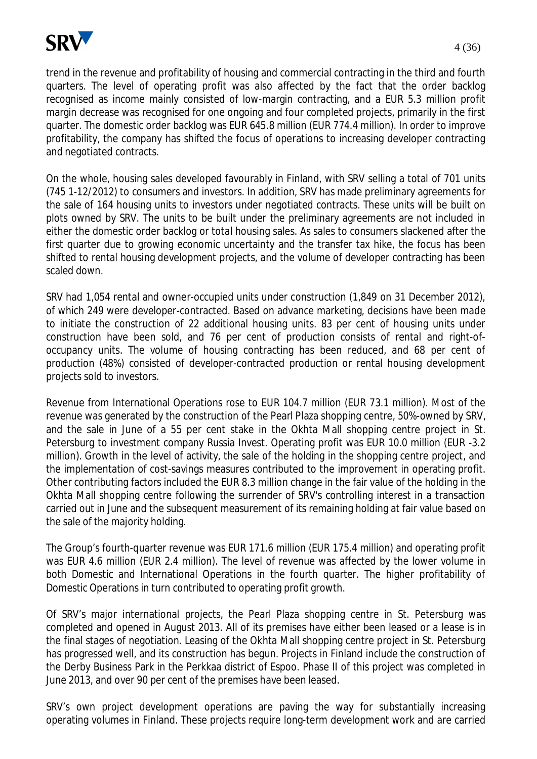trend in the revenue and profitability of housing and commercial contracting in the third and fourth quarters. The level of operating profit was also affected by the fact that the order backlog recognised as income mainly consisted of low-margin contracting, and a EUR 5.3 million profit margin decrease was recognised for one ongoing and four completed projects, primarily in the first quarter. The domestic order backlog was EUR 645.8 million (EUR 774.4 million). In order to improve profitability, the company has shifted the focus of operations to increasing developer contracting and negotiated contracts.

On the whole, housing sales developed favourably in Finland, with SRV selling a total of 701 units (745 1-12/2012) to consumers and investors. In addition, SRV has made preliminary agreements for the sale of 164 housing units to investors under negotiated contracts. These units will be built on plots owned by SRV. The units to be built under the preliminary agreements are not included in either the domestic order backlog or total housing sales. As sales to consumers slackened after the first quarter due to growing economic uncertainty and the transfer tax hike, the focus has been shifted to rental housing development projects, and the volume of developer contracting has been scaled down.

SRV had 1,054 rental and owner-occupied units under construction (1,849 on 31 December 2012), of which 249 were developer-contracted. Based on advance marketing, decisions have been made to initiate the construction of 22 additional housing units. 83 per cent of housing units under construction have been sold, and 76 per cent of production consists of rental and right-of-occupancy units. The volume of housing contracting has been reduced, and 68 per cent of production (48%) consisted of developer-contracted production or rental housing development projects sold to investors.

Revenue from International Operations rose to EUR 104.7 million (EUR 73.1 million). Most of the revenue was generated by the construction of the Pearl Plaza shopping centre, 50%-owned by SRV, and the sale in June of a 55 per cent stake in the Okhta Mall shopping centre project in St. Petersburg to investment company Russia Invest. Operating profit was EUR 10.0 million (EUR -3.2 million). Growth in the level of activity, the sale of the holding in the shopping centre project, and the implementation of cost-savings measures contributed to the improvement in operating profit. Other contributing factors included the EUR 8.3 million change in the fair value of the holding in the Okhta Mall shopping centre following the surrender of SRV's controlling interest in a transaction carried out in June and the subsequent measurement of its remaining holding at fair value based on the sale of the majority holding.

The Group's fourth-quarter revenue was EUR 171.6 million (EUR 175.4 million) and operating profit was EUR 4.6 million (EUR 2.4 million). The level of revenue was affected by the lower volume in both Domestic and International Operations in the fourth quarter. The higher profitability of Domestic Operations in turn contributed to operating profit growth.

Of SRV's major international projects, the Pearl Plaza shopping centre in St. Petersburg was completed and opened in August 2013. All of its premises have either been leased or a lease is in the final stages of negotiation. Leasing of the Okhta Mall shopping centre project in St. Petersburg has progressed well, and its construction has begun. Projects in Finland include the construction of the Derby Business Park in the Perkkaa district of Espoo. Phase II of this project was completed in June 2013, and over 90 per cent of the premises have been leased.

SRV's own project development operations are paving the way for substantially increasing operating volumes in Finland. These projects require long-term development work and are carried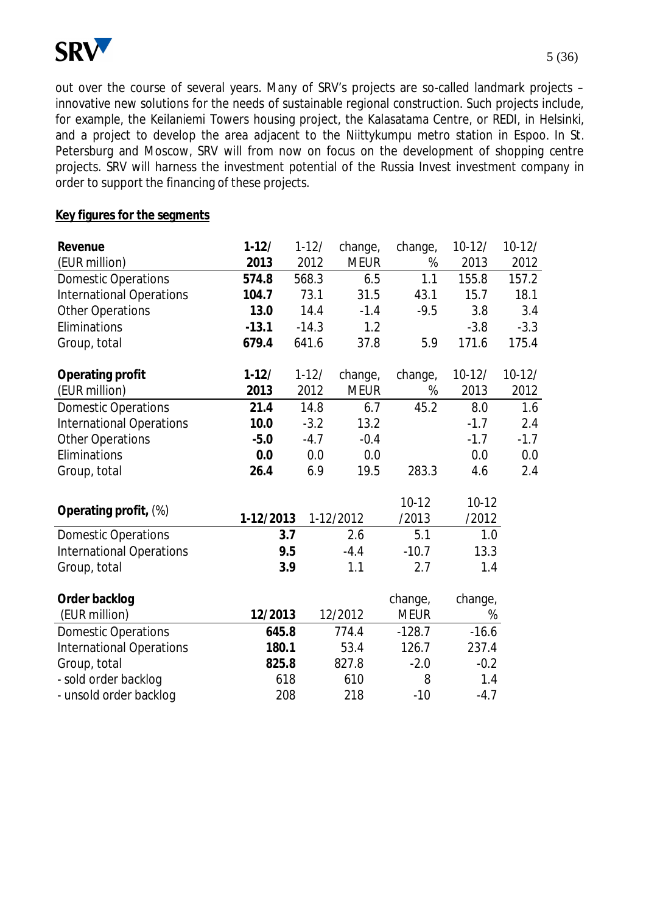out over the course of several years. Many of SRV's projects are so-called landmark projects – innovative new solutions for the needs of sustainable regional construction. Such projects include, for example, the Keilaniemi Towers housing project, the Kalasatama Centre, or REDI, in Helsinki, and a project to develop the area adjacent to the Niittykumpu metro station in Espoo. In St. Petersburg and Moscow, SRV will from now on focus on the development of shopping centre projects. SRV will harness the investment potential of the Russia Invest investment company in order to support the financing of these projects.

**Key figures for the segments**

| **Revenue** (EUR million) | **1-12/ 2013** | 1-12/ 2012 | change, MEUR | change, % | 10-12/ 2013 | 10-12/ 2012 |
|---|---|---|---|---|---|---|
| Domestic Operations | **574.8** | 568.3 | 6.5 | 1.1 | 155.8 | 157.2 |
| International Operations | **104.7** | 73.1 | 31.5 | 43.1 | 15.7 | 18.1 |
| Other Operations | **13.0** | 14.4 | -1.4 | -9.5 | 3.8 | 3.4 |
| Eliminations | **-13.1** | -14.3 | 1.2 | | -3.8 | -3.3 |
| Group, total | **679.4** | 641.6 | 37.8 | 5.9 | 171.6 | 175.4 |

| **Operating profit** (EUR million) | **1-12/ 2013** | 1-12/ 2012 | change, MEUR | change, % | 10-12/ 2013 | 10-12/ 2012 |
|---|---|---|---|---|---|---|
| Domestic Operations | **21.4** | 14.8 | 6.7 | 45.2 | 8.0 | 1.6 |
| International Operations | **10.0** | -3.2 | 13.2 | | -1.7 | 2.4 |
| Other Operations | **-5.0** | -4.7 | -0.4 | | -1.7 | -1.7 |
| Eliminations | **0.0** | 0.0 | 0.0 | | 0.0 | 0.0 |
| Group, total | **26.4** | 6.9 | 19.5 | 283.3 | 4.6 | 2.4 |

| **Operating profit,** (%) | **1-12/2013** | 1-12/2012 | 10-12 /2013 | 10-12 /2012 |
|---|---|---|---|---|
| Domestic Operations | **3.7** | 2.6 | 5.1 | 1.0 |
| International Operations | **9.5** | -4.4 | -10.7 | 13.3 |
| Group, total | **3.9** | 1.1 | 2.7 | 1.4 |

| **Order backlog** (EUR million) | **12/2013** | 12/2012 | change, MEUR | change, % |
|---|---|---|---|---|
| Domestic Operations | **645.8** | 774.4 | -128.7 | -16.6 |
| International Operations | **180.1** | 53.4 | 126.7 | 237.4 |
| Group, total | **825.8** | 827.8 | -2.0 | -0.2 |
| - sold order backlog | 618 | 610 | 8 | 1.4 |
| - unsold order backlog | 208 | 218 | -10 | -4.7 |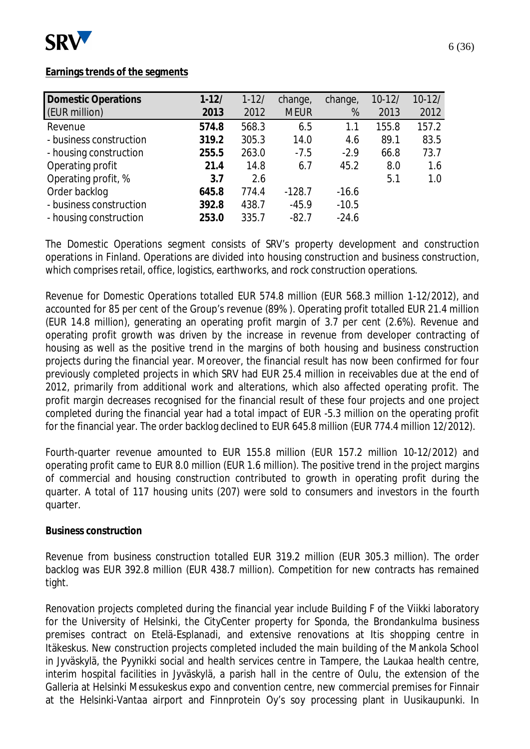**Earnings trends of the segments**

| Domestic Operations (EUR million) | 1-12/ 2013 | 1-12/ 2012 | change, MEUR | change, % | 10-12/ 2013 | 10-12/ 2012 |
|---|---|---|---|---|---|---|
| Revenue | **574.8** | 568.3 | 6.5 | 1.1 | 155.8 | 157.2 |
| - business construction | **319.2** | 305.3 | 14.0 | 4.6 | 89.1 | 83.5 |
| - housing construction | **255.5** | 263.0 | -7.5 | -2.9 | 66.8 | 73.7 |
| Operating profit | **21.4** | 14.8 | 6.7 | 45.2 | 8.0 | 1.6 |
| Operating profit, % | **3.7** | 2.6 | | | 5.1 | 1.0 |
| Order backlog | **645.8** | 774.4 | -128.7 | -16.6 | | |
| - business construction | **392.8** | 438.7 | -45.9 | -10.5 | | |
| - housing construction | **253.0** | 335.7 | -82.7 | -24.6 | | |

The Domestic Operations segment consists of SRV's property development and construction operations in Finland. Operations are divided into housing construction and business construction, which comprises retail, office, logistics, earthworks, and rock construction operations.

Revenue for Domestic Operations totalled EUR 574.8 million (EUR 568.3 million 1-12/2012), and accounted for 85 per cent of the Group's revenue (89% ). Operating profit totalled EUR 21.4 million (EUR 14.8 million), generating an operating profit margin of 3.7 per cent (2.6%). Revenue and operating profit growth was driven by the increase in revenue from developer contracting of housing as well as the positive trend in the margins of both housing and business construction projects during the financial year. Moreover, the financial result has now been confirmed for four previously completed projects in which SRV had EUR 25.4 million in receivables due at the end of 2012, primarily from additional work and alterations, which also affected operating profit. The profit margin decreases recognised for the financial result of these four projects and one project completed during the financial year had a total impact of EUR -5.3 million on the operating profit for the financial year. The order backlog declined to EUR 645.8 million (EUR 774.4 million 12/2012).

Fourth-quarter revenue amounted to EUR 155.8 million (EUR 157.2 million 10-12/2012) and operating profit came to EUR 8.0 million (EUR 1.6 million). The positive trend in the project margins of commercial and housing construction contributed to growth in operating profit during the quarter. A total of 117 housing units (207) were sold to consumers and investors in the fourth quarter.

**Business construction**

Revenue from business construction totalled EUR 319.2 million (EUR 305.3 million). The order backlog was EUR 392.8 million (EUR 438.7 million). Competition for new contracts has remained tight.

Renovation projects completed during the financial year include Building F of the Viikki laboratory for the University of Helsinki, the CityCenter property for Sponda, the Brondankulma business premises contract on Etelä-Esplanadi, and extensive renovations at Itis shopping centre in Itäkeskus. New construction projects completed included the main building of the Mankola School in Jyväskylä, the Pyynikki social and health services centre in Tampere, the Laukaa health centre, interim hospital facilities in Jyväskylä, a parish hall in the centre of Oulu, the extension of the Galleria at Helsinki Messukeskus expo and convention centre, new commercial premises for Finnair at the Helsinki-Vantaa airport and Finnprotein Oy's soy processing plant in Uusikaupunki. In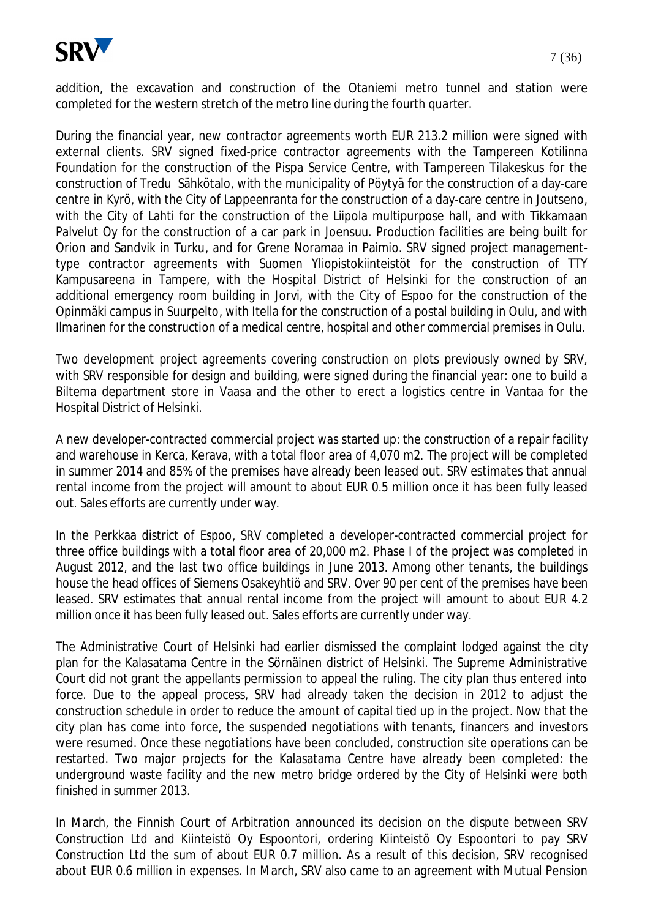addition, the excavation and construction of the Otaniemi metro tunnel and station were completed for the western stretch of the metro line during the fourth quarter.

During the financial year, new contractor agreements worth EUR 213.2 million were signed with external clients. SRV signed fixed-price contractor agreements with the Tampereen Kotilinna Foundation for the construction of the Pispa Service Centre, with Tampereen Tilakeskus for the construction of Tredu Sähkötalo, with the municipality of Pöytyä for the construction of a day-care centre in Kyrö, with the City of Lappeenranta for the construction of a day-care centre in Joutseno, with the City of Lahti for the construction of the Liipola multipurpose hall, and with Tikkamaan Palvelut Oy for the construction of a car park in Joensuu. Production facilities are being built for Orion and Sandvik in Turku, and for Grene Noramaa in Paimio. SRV signed project management-type contractor agreements with Suomen Yliopistokiinteistöt for the construction of TTY Kampusareena in Tampere, with the Hospital District of Helsinki for the construction of an additional emergency room building in Jorvi, with the City of Espoo for the construction of the Opinmäki campus in Suurpelto, with Itella for the construction of a postal building in Oulu, and with Ilmarinen for the construction of a medical centre, hospital and other commercial premises in Oulu.

Two development project agreements covering construction on plots previously owned by SRV, with SRV responsible for design and building, were signed during the financial year: one to build a Biltema department store in Vaasa and the other to erect a logistics centre in Vantaa for the Hospital District of Helsinki.

A new developer-contracted commercial project was started up: the construction of a repair facility and warehouse in Kerca, Kerava, with a total floor area of 4,070 m2. The project will be completed in summer 2014 and 85% of the premises have already been leased out. SRV estimates that annual rental income from the project will amount to about EUR 0.5 million once it has been fully leased out. Sales efforts are currently under way.

In the Perkkaa district of Espoo, SRV completed a developer-contracted commercial project for three office buildings with a total floor area of 20,000 m2. Phase I of the project was completed in August 2012, and the last two office buildings in June 2013. Among other tenants, the buildings house the head offices of Siemens Osakeyhtiö and SRV. Over 90 per cent of the premises have been leased. SRV estimates that annual rental income from the project will amount to about EUR 4.2 million once it has been fully leased out. Sales efforts are currently under way.

The Administrative Court of Helsinki had earlier dismissed the complaint lodged against the city plan for the Kalasatama Centre in the Sörnäinen district of Helsinki. The Supreme Administrative Court did not grant the appellants permission to appeal the ruling. The city plan thus entered into force. Due to the appeal process, SRV had already taken the decision in 2012 to adjust the construction schedule in order to reduce the amount of capital tied up in the project. Now that the city plan has come into force, the suspended negotiations with tenants, financers and investors were resumed. Once these negotiations have been concluded, construction site operations can be restarted. Two major projects for the Kalasatama Centre have already been completed: the underground waste facility and the new metro bridge ordered by the City of Helsinki were both finished in summer 2013.

In March, the Finnish Court of Arbitration announced its decision on the dispute between SRV Construction Ltd and Kiinteistö Oy Espoontori, ordering Kiinteistö Oy Espoontori to pay SRV Construction Ltd the sum of about EUR 0.7 million. As a result of this decision, SRV recognised about EUR 0.6 million in expenses. In March, SRV also came to an agreement with Mutual Pension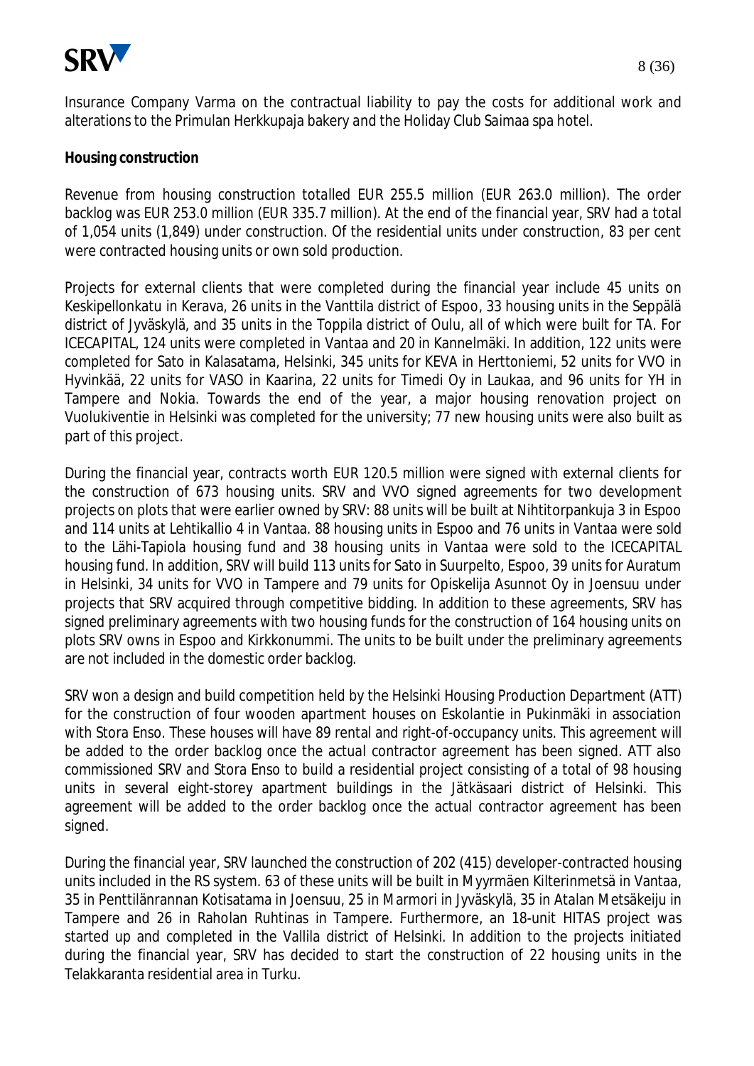Insurance Company Varma on the contractual liability to pay the costs for additional work and alterations to the Primulan Herkkupaja bakery and the Holiday Club Saimaa spa hotel.

**Housing construction**

Revenue from housing construction totalled EUR 255.5 million (EUR 263.0 million). The order backlog was EUR 253.0 million (EUR 335.7 million). At the end of the financial year, SRV had a total of 1,054 units (1,849) under construction. Of the residential units under construction, 83 per cent were contracted housing units or own sold production.

Projects for external clients that were completed during the financial year include 45 units on Keskipellonkatu in Kerava, 26 units in the Vanttila district of Espoo, 33 housing units in the Seppälä district of Jyväskylä, and 35 units in the Toppila district of Oulu, all of which were built for TA. For ICECAPITAL, 124 units were completed in Vantaa and 20 in Kannelmäki. In addition, 122 units were completed for Sato in Kalasatama, Helsinki, 345 units for KEVA in Herttoniemi, 52 units for VVO in Hyvinkää, 22 units for VASO in Kaarina, 22 units for Timedi Oy in Laukaa, and 96 units for YH in Tampere and Nokia. Towards the end of the year, a major housing renovation project on Vuolukiventie in Helsinki was completed for the university; 77 new housing units were also built as part of this project.

During the financial year, contracts worth EUR 120.5 million were signed with external clients for the construction of 673 housing units. SRV and VVO signed agreements for two development projects on plots that were earlier owned by SRV: 88 units will be built at Nihtitorpankuja 3 in Espoo and 114 units at Lehtikallio 4 in Vantaa. 88 housing units in Espoo and 76 units in Vantaa were sold to the Lähi-Tapiola housing fund and 38 housing units in Vantaa were sold to the ICECAPITAL housing fund. In addition, SRV will build 113 units for Sato in Suurpelto, Espoo, 39 units for Auratum in Helsinki, 34 units for VVO in Tampere and 79 units for Opiskelija Asunnot Oy in Joensuu under projects that SRV acquired through competitive bidding. In addition to these agreements, SRV has signed preliminary agreements with two housing funds for the construction of 164 housing units on plots SRV owns in Espoo and Kirkkonummi. The units to be built under the preliminary agreements are not included in the domestic order backlog.

SRV won a design and build competition held by the Helsinki Housing Production Department (ATT) for the construction of four wooden apartment houses on Eskolantie in Pukinmäki in association with Stora Enso. These houses will have 89 rental and right-of-occupancy units. This agreement will be added to the order backlog once the actual contractor agreement has been signed. ATT also commissioned SRV and Stora Enso to build a residential project consisting of a total of 98 housing units in several eight-storey apartment buildings in the Jätkäsaari district of Helsinki. This agreement will be added to the order backlog once the actual contractor agreement has been signed.

During the financial year, SRV launched the construction of 202 (415) developer-contracted housing units included in the RS system. 63 of these units will be built in Myyrmäen Kilterinmetsä in Vantaa, 35 in Penttilänrannan Kotisatama in Joensuu, 25 in Marmori in Jyväskylä, 35 in Atalan Metsäkeiju in Tampere and 26 in Raholan Ruhtinas in Tampere. Furthermore, an 18-unit HITAS project was started up and completed in the Vallila district of Helsinki. In addition to the projects initiated during the financial year, SRV has decided to start the construction of 22 housing units in the Telakkaranta residential area in Turku.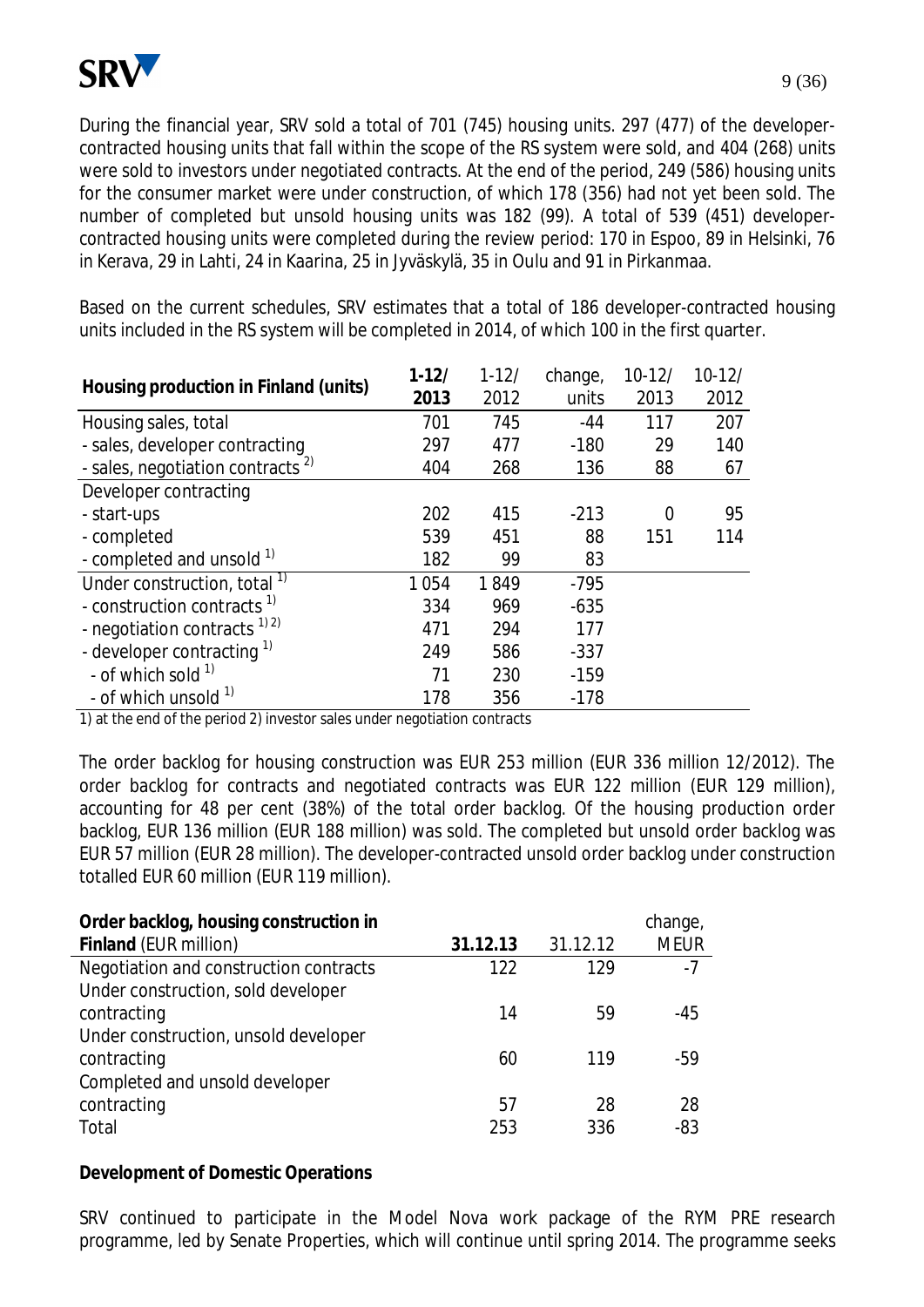During the financial year, SRV sold a total of 701 (745) housing units. 297 (477) of the developer-contracted housing units that fall within the scope of the RS system were sold, and 404 (268) units were sold to investors under negotiated contracts. At the end of the period, 249 (586) housing units for the consumer market were under construction, of which 178 (356) had not yet been sold. The number of completed but unsold housing units was 182 (99). A total of 539 (451) developer-contracted housing units were completed during the review period: 170 in Espoo, 89 in Helsinki, 76 in Kerava, 29 in Lahti, 24 in Kaarina, 25 in Jyväskylä, 35 in Oulu and 91 in Pirkanmaa.

Based on the current schedules, SRV estimates that a total of 186 developer-contracted housing units included in the RS system will be completed in 2014, of which 100 in the first quarter.

| **Housing production in Finland (units)** | **1-12/ 2013** | 1-12/ 2012 | change, units | 10-12/ 2013 | 10-12/ 2012 |
|---|---|---|---|---|---|
| Housing sales, total | 701 | 745 | -44 | 117 | 207 |
| - sales, developer contracting | 297 | 477 | -180 | 29 | 140 |
| - sales, negotiation contracts [2] | 404 | 268 | 136 | 88 | 67 |
| Developer contracting | | | | | |
| - start-ups | 202 | 415 | -213 | 0 | 95 |
| - completed | 539 | 451 | 88 | 151 | 114 |
| - completed and unsold [1] | 182 | 99 | 83 | | |
| Under construction, total [1] | 1 054 | 1 849 | -795 | | |
| - construction contracts [1] | 334 | 969 | -635 | | |
| - negotiation contracts [1] [2] | 471 | 294 | 177 | | |
| - developer contracting [1] | 249 | 586 | -337 | | |
| - of which sold [1] | 71 | 230 | -159 | | |
| - of which unsold [1] | 178 | 356 | -178 | | |

1) at the end of the period 2) investor sales under negotiation contracts

The order backlog for housing construction was EUR 253 million (EUR 336 million 12/2012). The order backlog for contracts and negotiated contracts was EUR 122 million (EUR 129 million), accounting for 48 per cent (38%) of the total order backlog. Of the housing production order backlog, EUR 136 million (EUR 188 million) was sold. The completed but unsold order backlog was EUR 57 million (EUR 28 million). The developer-contracted unsold order backlog under construction totalled EUR 60 million (EUR 119 million).

| **Order backlog, housing construction in Finland** (EUR million) | **31.12.13** | 31.12.12 | change, MEUR |
|---|---|---|---|
| Negotiation and construction contracts | 122 | 129 | -7 |
| Under construction, sold developer contracting | 14 | 59 | -45 |
| Under construction, unsold developer contracting | 60 | 119 | -59 |
| Completed and unsold developer contracting | 57 | 28 | 28 |
| Total | 253 | 336 | -83 |

**Development of Domestic Operations**

SRV continued to participate in the Model Nova work package of the RYM PRE research programme, led by Senate Properties, which will continue until spring 2014. The programme seeks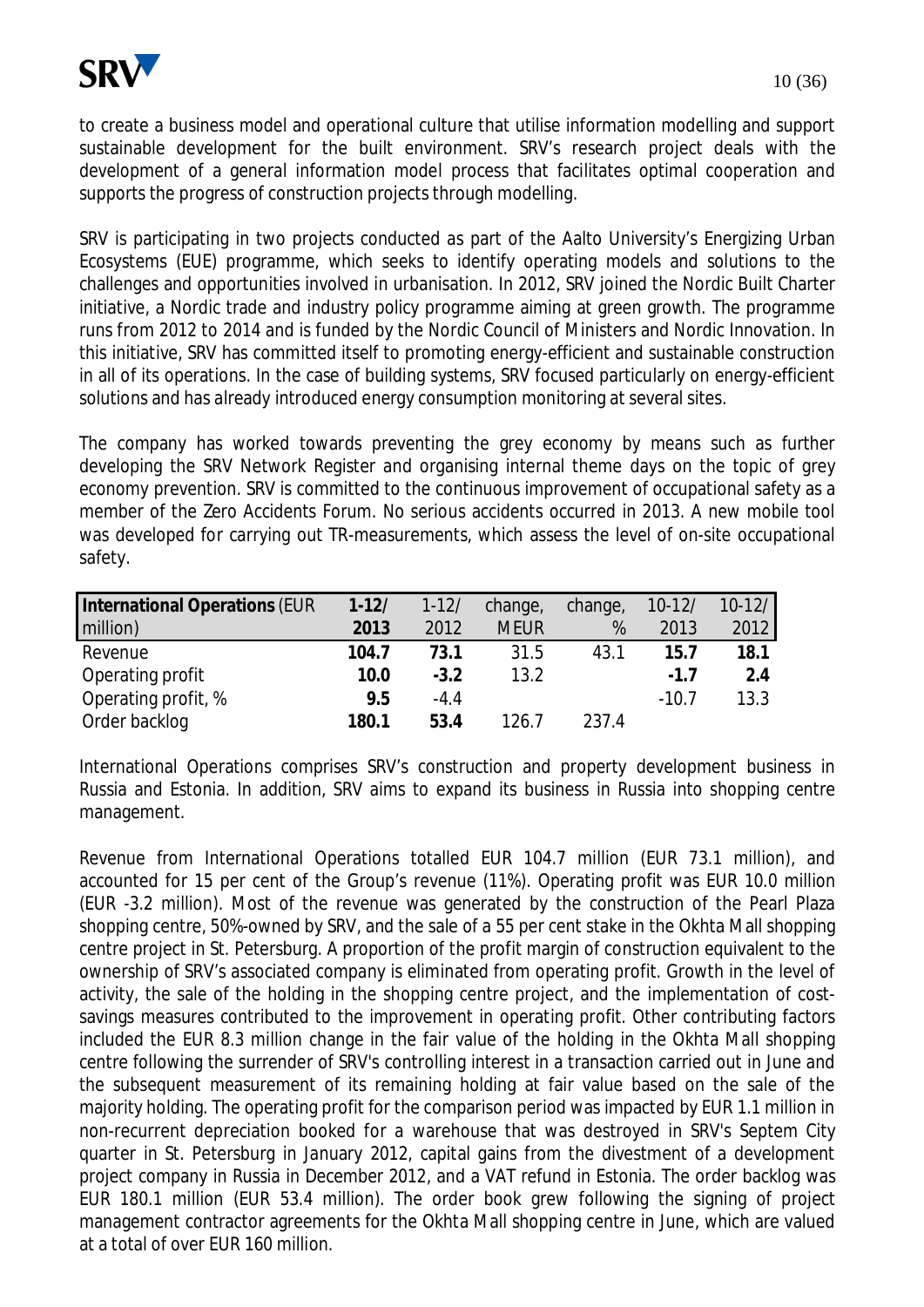to create a business model and operational culture that utilise information modelling and support sustainable development for the built environment. SRV's research project deals with the development of a general information model process that facilitates optimal cooperation and supports the progress of construction projects through modelling.

SRV is participating in two projects conducted as part of the Aalto University's Energizing Urban Ecosystems (EUE) programme, which seeks to identify operating models and solutions to the challenges and opportunities involved in urbanisation. In 2012, SRV joined the Nordic Built Charter initiative, a Nordic trade and industry policy programme aiming at green growth. The programme runs from 2012 to 2014 and is funded by the Nordic Council of Ministers and Nordic Innovation. In this initiative, SRV has committed itself to promoting energy-efficient and sustainable construction in all of its operations. In the case of building systems, SRV focused particularly on energy-efficient solutions and has already introduced energy consumption monitoring at several sites.

The company has worked towards preventing the grey economy by means such as further developing the SRV Network Register and organising internal theme days on the topic of grey economy prevention. SRV is committed to the continuous improvement of occupational safety as a member of the Zero Accidents Forum. No serious accidents occurred in 2013. A new mobile tool was developed for carrying out TR-measurements, which assess the level of on-site occupational safety.

| **International Operations** (EUR million) | **1-12/ 2013** | 1-12/ 2012 | change, MEUR | change, % | 10-12/ 2013 | 10-12/ 2012 |
|---|---|---|---|---|---|---|
| Revenue | **104.7** | **73.1** | 31.5 | 43.1 | **15.7** | **18.1** |
| Operating profit | **10.0** | **-3.2** | 13.2 | | **-1.7** | **2.4** |
| Operating profit, % | **9.5** | -4.4 | | | -10.7 | 13.3 |
| Order backlog | **180.1** | **53.4** | 126.7 | 237.4 | | |

International Operations comprises SRV's construction and property development business in Russia and Estonia. In addition, SRV aims to expand its business in Russia into shopping centre management.

Revenue from International Operations totalled EUR 104.7 million (EUR 73.1 million), and accounted for 15 per cent of the Group's revenue (11%). Operating profit was EUR 10.0 million (EUR -3.2 million). Most of the revenue was generated by the construction of the Pearl Plaza shopping centre, 50%-owned by SRV, and the sale of a 55 per cent stake in the Okhta Mall shopping centre project in St. Petersburg. A proportion of the profit margin of construction equivalent to the ownership of SRV's associated company is eliminated from operating profit. Growth in the level of activity, the sale of the holding in the shopping centre project, and the implementation of cost-savings measures contributed to the improvement in operating profit. Other contributing factors included the EUR 8.3 million change in the fair value of the holding in the Okhta Mall shopping centre following the surrender of SRV's controlling interest in a transaction carried out in June and the subsequent measurement of its remaining holding at fair value based on the sale of the majority holding. The operating profit for the comparison period was impacted by EUR 1.1 million in non-recurrent depreciation booked for a warehouse that was destroyed in SRV's Septem City quarter in St. Petersburg in January 2012, capital gains from the divestment of a development project company in Russia in December 2012, and a VAT refund in Estonia. The order backlog was EUR 180.1 million (EUR 53.4 million). The order book grew following the signing of project management contractor agreements for the Okhta Mall shopping centre in June, which are valued at a total of over EUR 160 million.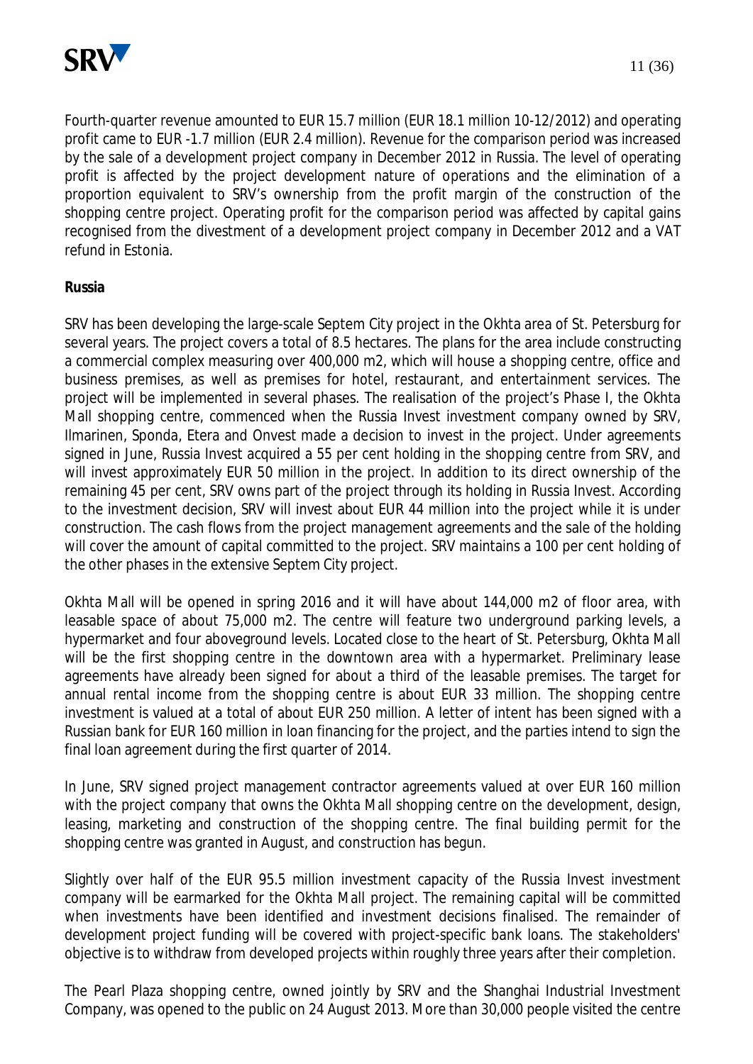Fourth-quarter revenue amounted to EUR 15.7 million (EUR 18.1 million 10-12/2012) and operating profit came to EUR -1.7 million (EUR 2.4 million). Revenue for the comparison period was increased by the sale of a development project company in December 2012 in Russia. The level of operating profit is affected by the project development nature of operations and the elimination of a proportion equivalent to SRV's ownership from the profit margin of the construction of the shopping centre project. Operating profit for the comparison period was affected by capital gains recognised from the divestment of a development project company in December 2012 and a VAT refund in Estonia.

**Russia**

SRV has been developing the large-scale Septem City project in the Okhta area of St. Petersburg for several years. The project covers a total of 8.5 hectares. The plans for the area include constructing a commercial complex measuring over 400,000 m2, which will house a shopping centre, office and business premises, as well as premises for hotel, restaurant, and entertainment services. The project will be implemented in several phases. The realisation of the project's Phase I, the Okhta Mall shopping centre, commenced when the Russia Invest investment company owned by SRV, Ilmarinen, Sponda, Etera and Onvest made a decision to invest in the project. Under agreements signed in June, Russia Invest acquired a 55 per cent holding in the shopping centre from SRV, and will invest approximately EUR 50 million in the project. In addition to its direct ownership of the remaining 45 per cent, SRV owns part of the project through its holding in Russia Invest. According to the investment decision, SRV will invest about EUR 44 million into the project while it is under construction. The cash flows from the project management agreements and the sale of the holding will cover the amount of capital committed to the project. SRV maintains a 100 per cent holding of the other phases in the extensive Septem City project.

Okhta Mall will be opened in spring 2016 and it will have about 144,000 m2 of floor area, with leasable space of about 75,000 m2. The centre will feature two underground parking levels, a hypermarket and four aboveground levels. Located close to the heart of St. Petersburg, Okhta Mall will be the first shopping centre in the downtown area with a hypermarket. Preliminary lease agreements have already been signed for about a third of the leasable premises. The target for annual rental income from the shopping centre is about EUR 33 million. The shopping centre investment is valued at a total of about EUR 250 million. A letter of intent has been signed with a Russian bank for EUR 160 million in loan financing for the project, and the parties intend to sign the final loan agreement during the first quarter of 2014.

In June, SRV signed project management contractor agreements valued at over EUR 160 million with the project company that owns the Okhta Mall shopping centre on the development, design, leasing, marketing and construction of the shopping centre. The final building permit for the shopping centre was granted in August, and construction has begun.

Slightly over half of the EUR 95.5 million investment capacity of the Russia Invest investment company will be earmarked for the Okhta Mall project. The remaining capital will be committed when investments have been identified and investment decisions finalised. The remainder of development project funding will be covered with project-specific bank loans. The stakeholders' objective is to withdraw from developed projects within roughly three years after their completion.

The Pearl Plaza shopping centre, owned jointly by SRV and the Shanghai Industrial Investment Company, was opened to the public on 24 August 2013. More than 30,000 people visited the centre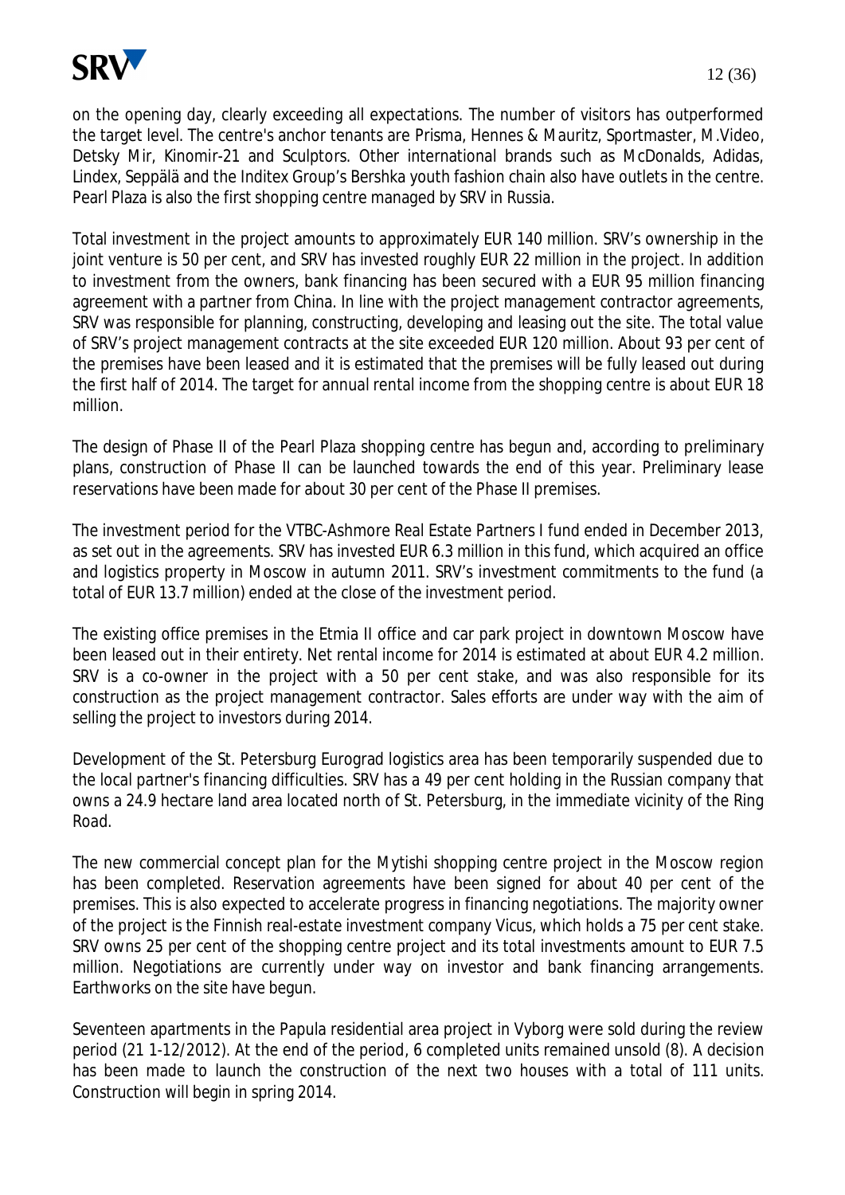on the opening day, clearly exceeding all expectations. The number of visitors has outperformed the target level. The centre's anchor tenants are Prisma, Hennes & Mauritz, Sportmaster, M.Video, Detsky Mir, Kinomir-21 and Sculptors. Other international brands such as McDonalds, Adidas, Lindex, Seppälä and the Inditex Group's Bershka youth fashion chain also have outlets in the centre. Pearl Plaza is also the first shopping centre managed by SRV in Russia.

Total investment in the project amounts to approximately EUR 140 million. SRV's ownership in the joint venture is 50 per cent, and SRV has invested roughly EUR 22 million in the project. In addition to investment from the owners, bank financing has been secured with a EUR 95 million financing agreement with a partner from China. In line with the project management contractor agreements, SRV was responsible for planning, constructing, developing and leasing out the site. The total value of SRV's project management contracts at the site exceeded EUR 120 million. About 93 per cent of the premises have been leased and it is estimated that the premises will be fully leased out during the first half of 2014. The target for annual rental income from the shopping centre is about EUR 18 million.

The design of Phase II of the Pearl Plaza shopping centre has begun and, according to preliminary plans, construction of Phase II can be launched towards the end of this year. Preliminary lease reservations have been made for about 30 per cent of the Phase II premises.

The investment period for the VTBC-Ashmore Real Estate Partners I fund ended in December 2013, as set out in the agreements. SRV has invested EUR 6.3 million in this fund, which acquired an office and logistics property in Moscow in autumn 2011. SRV's investment commitments to the fund (a total of EUR 13.7 million) ended at the close of the investment period.

The existing office premises in the Etmia II office and car park project in downtown Moscow have been leased out in their entirety. Net rental income for 2014 is estimated at about EUR 4.2 million. SRV is a co-owner in the project with a 50 per cent stake, and was also responsible for its construction as the project management contractor. Sales efforts are under way with the aim of selling the project to investors during 2014.

Development of the St. Petersburg Eurograd logistics area has been temporarily suspended due to the local partner's financing difficulties. SRV has a 49 per cent holding in the Russian company that owns a 24.9 hectare land area located north of St. Petersburg, in the immediate vicinity of the Ring Road.

The new commercial concept plan for the Mytishi shopping centre project in the Moscow region has been completed. Reservation agreements have been signed for about 40 per cent of the premises. This is also expected to accelerate progress in financing negotiations. The majority owner of the project is the Finnish real-estate investment company Vicus, which holds a 75 per cent stake. SRV owns 25 per cent of the shopping centre project and its total investments amount to EUR 7.5 million. Negotiations are currently under way on investor and bank financing arrangements. Earthworks on the site have begun.

Seventeen apartments in the Papula residential area project in Vyborg were sold during the review period (21 1-12/2012). At the end of the period, 6 completed units remained unsold (8). A decision has been made to launch the construction of the next two houses with a total of 111 units. Construction will begin in spring 2014.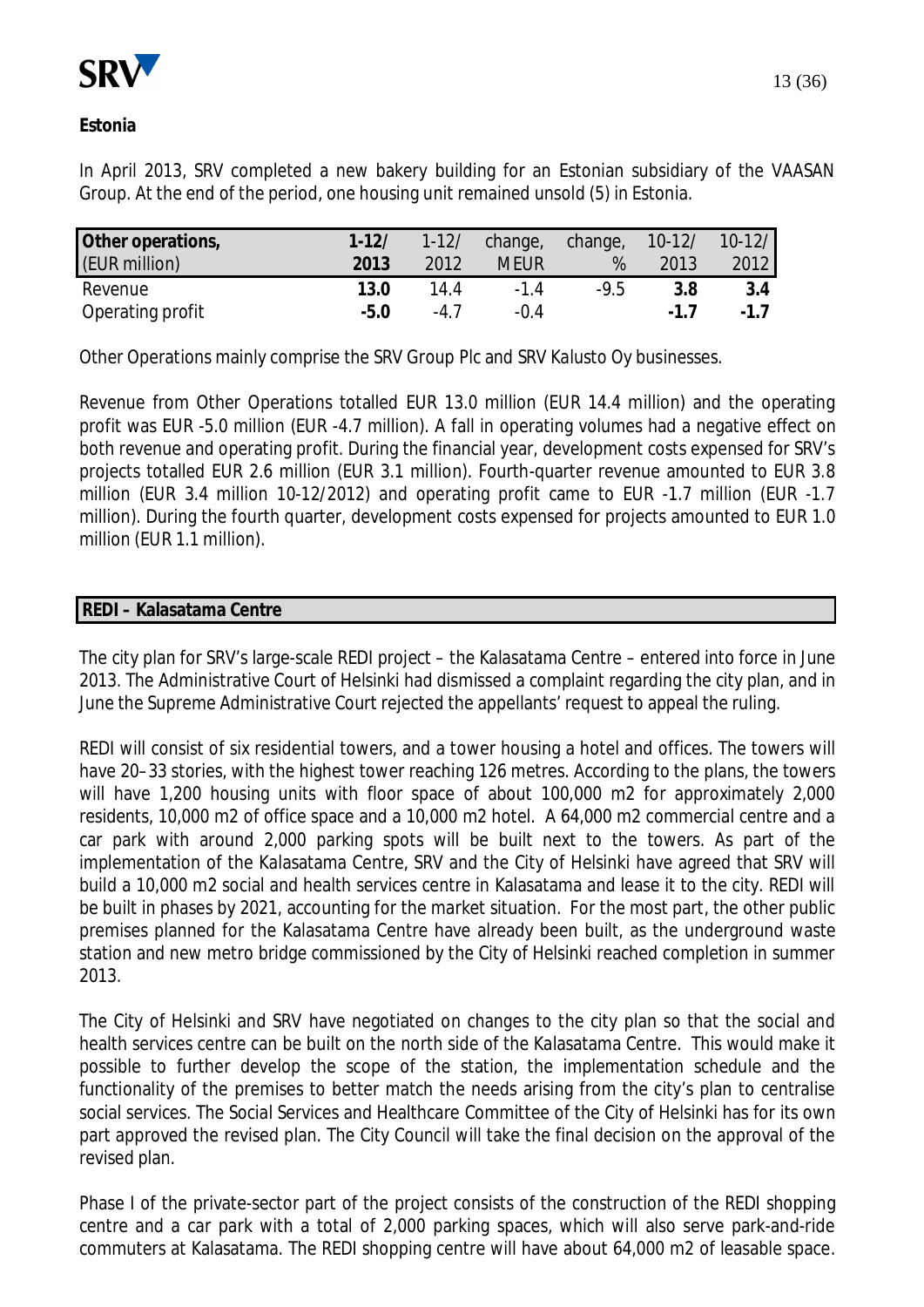**Estonia**

In April 2013, SRV completed a new bakery building for an Estonian subsidiary of the VAASAN Group. At the end of the period, one housing unit remained unsold (5) in Estonia.

| Other operations, (EUR million) | 1-12/ 2013 | 1-12/ 2012 | change, MEUR | change, % | 10-12/ 2013 | 10-12/ 2012 |
|---|---|---|---|---|---|---|
| Revenue | **13.0** | 14.4 | -1.4 | -9.5 | **3.8** | **3.4** |
| Operating profit | **-5.0** | -4.7 | -0.4 | | **-1.7** | **-1.7** |

Other Operations mainly comprise the SRV Group Plc and SRV Kalusto Oy businesses.

Revenue from Other Operations totalled EUR 13.0 million (EUR 14.4 million) and the operating profit was EUR -5.0 million (EUR -4.7 million). A fall in operating volumes had a negative effect on both revenue and operating profit. During the financial year, development costs expensed for SRV's projects totalled EUR 2.6 million (EUR 3.1 million). Fourth-quarter revenue amounted to EUR 3.8 million (EUR 3.4 million 10-12/2012) and operating profit came to EUR -1.7 million (EUR -1.7 million). During the fourth quarter, development costs expensed for projects amounted to EUR 1.0 million (EUR 1.1 million).

**REDI – Kalasatama Centre**

The city plan for SRV's large-scale REDI project – the Kalasatama Centre – entered into force in June 2013. The Administrative Court of Helsinki had dismissed a complaint regarding the city plan, and in June the Supreme Administrative Court rejected the appellants' request to appeal the ruling.

REDI will consist of six residential towers, and a tower housing a hotel and offices. The towers will have 20–33 stories, with the highest tower reaching 126 metres. According to the plans, the towers will have 1,200 housing units with floor space of about 100,000 m2 for approximately 2,000 residents, 10,000 m2 of office space and a 10,000 m2 hotel. A 64,000 m2 commercial centre and a car park with around 2,000 parking spots will be built next to the towers. As part of the implementation of the Kalasatama Centre, SRV and the City of Helsinki have agreed that SRV will build a 10,000 m2 social and health services centre in Kalasatama and lease it to the city. REDI will be built in phases by 2021, accounting for the market situation. For the most part, the other public premises planned for the Kalasatama Centre have already been built, as the underground waste station and new metro bridge commissioned by the City of Helsinki reached completion in summer 2013.

The City of Helsinki and SRV have negotiated on changes to the city plan so that the social and health services centre can be built on the north side of the Kalasatama Centre. This would make it possible to further develop the scope of the station, the implementation schedule and the functionality of the premises to better match the needs arising from the city's plan to centralise social services. The Social Services and Healthcare Committee of the City of Helsinki has for its own part approved the revised plan. The City Council will take the final decision on the approval of the revised plan.

Phase I of the private-sector part of the project consists of the construction of the REDI shopping centre and a car park with a total of 2,000 parking spaces, which will also serve park-and-ride commuters at Kalasatama. The REDI shopping centre will have about 64,000 m2 of leasable space.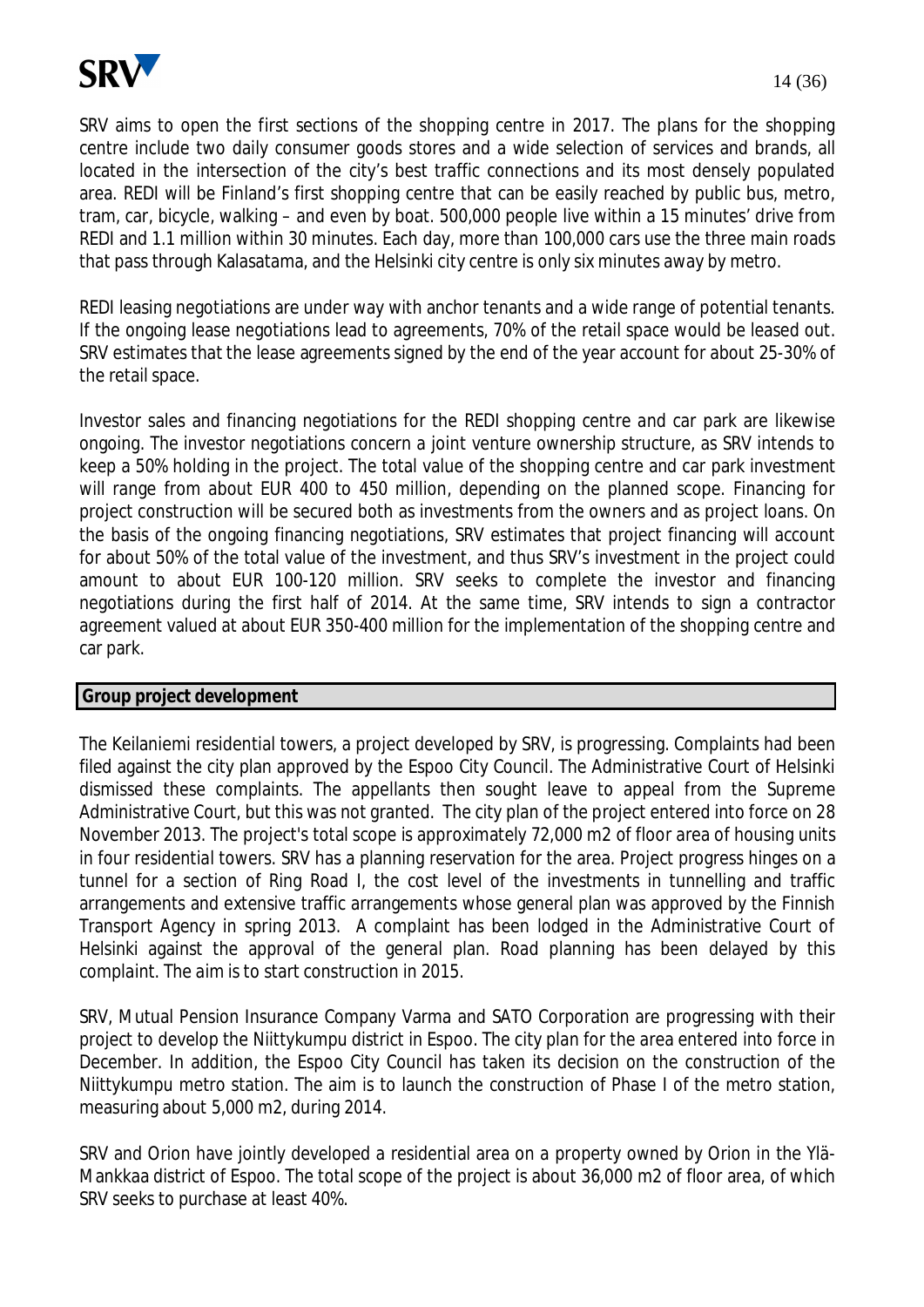SRV aims to open the first sections of the shopping centre in 2017. The plans for the shopping centre include two daily consumer goods stores and a wide selection of services and brands, all located in the intersection of the city's best traffic connections and its most densely populated area. REDI will be Finland's first shopping centre that can be easily reached by public bus, metro, tram, car, bicycle, walking – and even by boat. 500,000 people live within a 15 minutes' drive from REDI and 1.1 million within 30 minutes. Each day, more than 100,000 cars use the three main roads that pass through Kalasatama, and the Helsinki city centre is only six minutes away by metro.

REDI leasing negotiations are under way with anchor tenants and a wide range of potential tenants. If the ongoing lease negotiations lead to agreements, 70% of the retail space would be leased out. SRV estimates that the lease agreements signed by the end of the year account for about 25-30% of the retail space.

Investor sales and financing negotiations for the REDI shopping centre and car park are likewise ongoing. The investor negotiations concern a joint venture ownership structure, as SRV intends to keep a 50% holding in the project. The total value of the shopping centre and car park investment will range from about EUR 400 to 450 million, depending on the planned scope. Financing for project construction will be secured both as investments from the owners and as project loans. On the basis of the ongoing financing negotiations, SRV estimates that project financing will account for about 50% of the total value of the investment, and thus SRV's investment in the project could amount to about EUR 100-120 million. SRV seeks to complete the investor and financing negotiations during the first half of 2014. At the same time, SRV intends to sign a contractor agreement valued at about EUR 350-400 million for the implementation of the shopping centre and car park.

## Group project development

The Keilaniemi residential towers, a project developed by SRV, is progressing. Complaints had been filed against the city plan approved by the Espoo City Council. The Administrative Court of Helsinki dismissed these complaints. The appellants then sought leave to appeal from the Supreme Administrative Court, but this was not granted. The city plan of the project entered into force on 28 November 2013. The project's total scope is approximately 72,000 m2 of floor area of housing units in four residential towers. SRV has a planning reservation for the area. Project progress hinges on a tunnel for a section of Ring Road I, the cost level of the investments in tunnelling and traffic arrangements and extensive traffic arrangements whose general plan was approved by the Finnish Transport Agency in spring 2013. A complaint has been lodged in the Administrative Court of Helsinki against the approval of the general plan. Road planning has been delayed by this complaint. The aim is to start construction in 2015.

SRV, Mutual Pension Insurance Company Varma and SATO Corporation are progressing with their project to develop the Niittykumpu district in Espoo. The city plan for the area entered into force in December. In addition, the Espoo City Council has taken its decision on the construction of the Niittykumpu metro station. The aim is to launch the construction of Phase I of the metro station, measuring about 5,000 m2, during 2014.

SRV and Orion have jointly developed a residential area on a property owned by Orion in the Ylä-Mankkaa district of Espoo. The total scope of the project is about 36,000 m2 of floor area, of which SRV seeks to purchase at least 40%.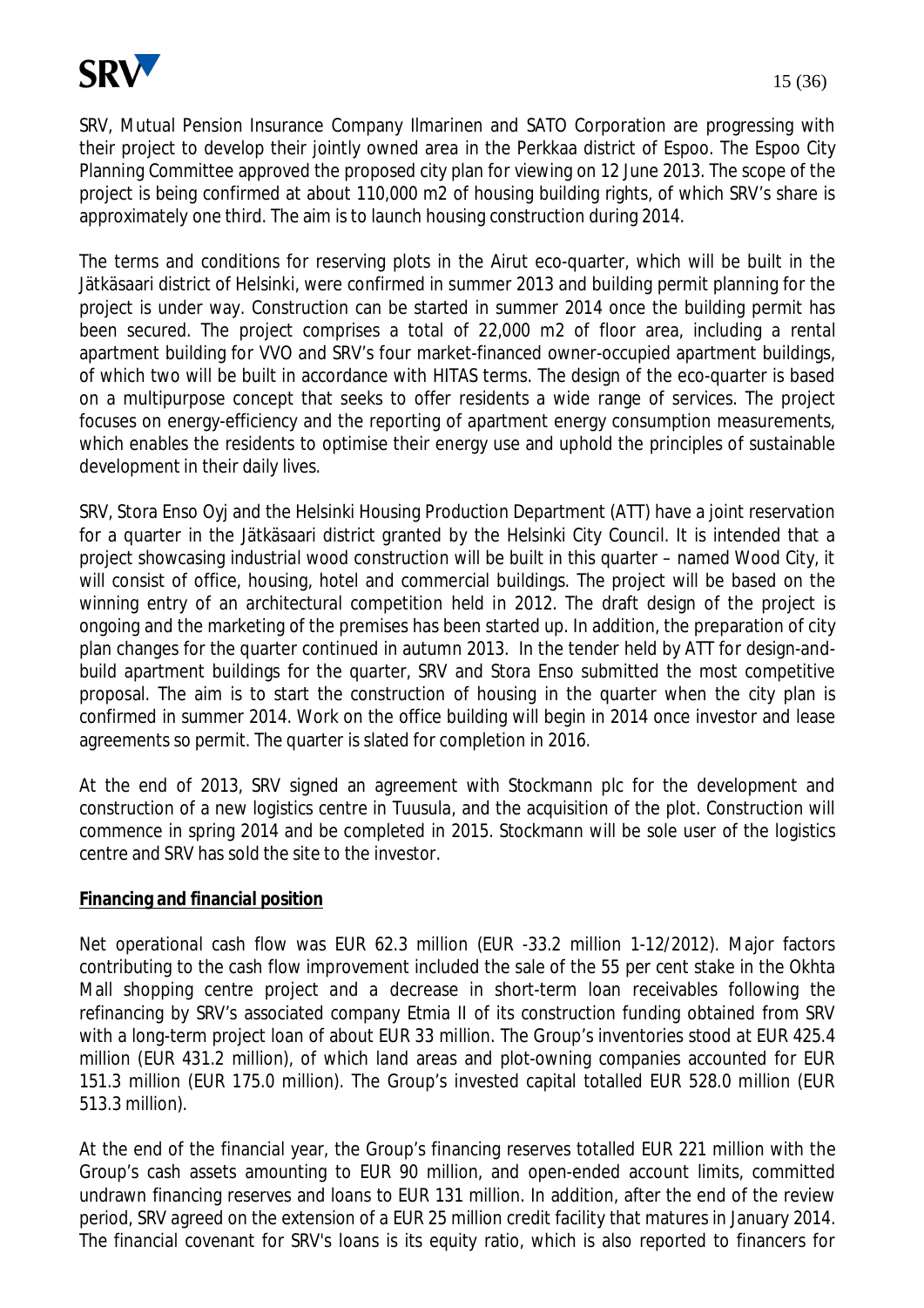SRV, Mutual Pension Insurance Company Ilmarinen and SATO Corporation are progressing with their project to develop their jointly owned area in the Perkkaa district of Espoo. The Espoo City Planning Committee approved the proposed city plan for viewing on 12 June 2013. The scope of the project is being confirmed at about 110,000 m2 of housing building rights, of which SRV's share is approximately one third. The aim is to launch housing construction during 2014.

The terms and conditions for reserving plots in the Airut eco-quarter, which will be built in the Jätkäsaari district of Helsinki, were confirmed in summer 2013 and building permit planning for the project is under way. Construction can be started in summer 2014 once the building permit has been secured. The project comprises a total of 22,000 m2 of floor area, including a rental apartment building for VVO and SRV's four market-financed owner-occupied apartment buildings, of which two will be built in accordance with HITAS terms. The design of the eco-quarter is based on a multipurpose concept that seeks to offer residents a wide range of services. The project focuses on energy-efficiency and the reporting of apartment energy consumption measurements, which enables the residents to optimise their energy use and uphold the principles of sustainable development in their daily lives.

SRV, Stora Enso Oyj and the Helsinki Housing Production Department (ATT) have a joint reservation for a quarter in the Jätkäsaari district granted by the Helsinki City Council. It is intended that a project showcasing industrial wood construction will be built in this quarter – named Wood City, it will consist of office, housing, hotel and commercial buildings. The project will be based on the winning entry of an architectural competition held in 2012. The draft design of the project is ongoing and the marketing of the premises has been started up. In addition, the preparation of city plan changes for the quarter continued in autumn 2013. In the tender held by ATT for design-and-build apartment buildings for the quarter, SRV and Stora Enso submitted the most competitive proposal. The aim is to start the construction of housing in the quarter when the city plan is confirmed in summer 2014. Work on the office building will begin in 2014 once investor and lease agreements so permit. The quarter is slated for completion in 2016.

At the end of 2013, SRV signed an agreement with Stockmann plc for the development and construction of a new logistics centre in Tuusula, and the acquisition of the plot. Construction will commence in spring 2014 and be completed in 2015. Stockmann will be sole user of the logistics centre and SRV has sold the site to the investor.

**Financing and financial position**

Net operational cash flow was EUR 62.3 million (EUR -33.2 million 1-12/2012). Major factors contributing to the cash flow improvement included the sale of the 55 per cent stake in the Okhta Mall shopping centre project and a decrease in short-term loan receivables following the refinancing by SRV's associated company Etmia II of its construction funding obtained from SRV with a long-term project loan of about EUR 33 million. The Group's inventories stood at EUR 425.4 million (EUR 431.2 million), of which land areas and plot-owning companies accounted for EUR 151.3 million (EUR 175.0 million). The Group's invested capital totalled EUR 528.0 million (EUR 513.3 million).

At the end of the financial year, the Group's financing reserves totalled EUR 221 million with the Group's cash assets amounting to EUR 90 million, and open-ended account limits, committed undrawn financing reserves and loans to EUR 131 million. In addition, after the end of the review period, SRV agreed on the extension of a EUR 25 million credit facility that matures in January 2014. The financial covenant for SRV's loans is its equity ratio, which is also reported to financers for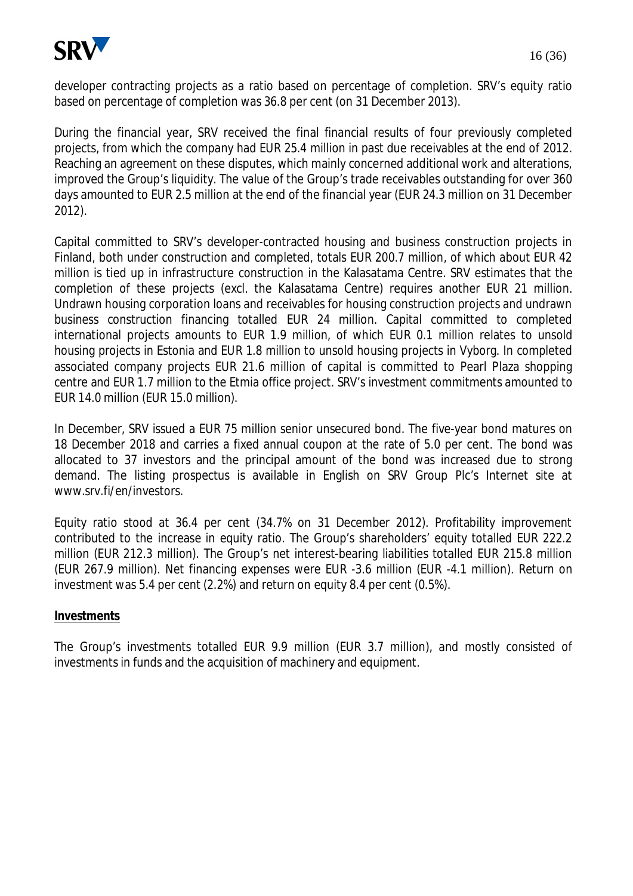developer contracting projects as a ratio based on percentage of completion. SRV's equity ratio based on percentage of completion was 36.8 per cent (on 31 December 2013).

During the financial year, SRV received the final financial results of four previously completed projects, from which the company had EUR 25.4 million in past due receivables at the end of 2012. Reaching an agreement on these disputes, which mainly concerned additional work and alterations, improved the Group's liquidity. The value of the Group's trade receivables outstanding for over 360 days amounted to EUR 2.5 million at the end of the financial year (EUR 24.3 million on 31 December 2012).

Capital committed to SRV's developer-contracted housing and business construction projects in Finland, both under construction and completed, totals EUR 200.7 million, of which about EUR 42 million is tied up in infrastructure construction in the Kalasatama Centre. SRV estimates that the completion of these projects (excl. the Kalasatama Centre) requires another EUR 21 million. Undrawn housing corporation loans and receivables for housing construction projects and undrawn business construction financing totalled EUR 24 million. Capital committed to completed international projects amounts to EUR 1.9 million, of which EUR 0.1 million relates to unsold housing projects in Estonia and EUR 1.8 million to unsold housing projects in Vyborg. In completed associated company projects EUR 21.6 million of capital is committed to Pearl Plaza shopping centre and EUR 1.7 million to the Etmia office project. SRV's investment commitments amounted to EUR 14.0 million (EUR 15.0 million).

In December, SRV issued a EUR 75 million senior unsecured bond. The five-year bond matures on 18 December 2018 and carries a fixed annual coupon at the rate of 5.0 per cent. The bond was allocated to 37 investors and the principal amount of the bond was increased due to strong demand. The listing prospectus is available in English on SRV Group Plc's Internet site at www.srv.fi/en/investors.

Equity ratio stood at 36.4 per cent (34.7% on 31 December 2012). Profitability improvement contributed to the increase in equity ratio. The Group's shareholders' equity totalled EUR 222.2 million (EUR 212.3 million). The Group's net interest-bearing liabilities totalled EUR 215.8 million (EUR 267.9 million). Net financing expenses were EUR -3.6 million (EUR -4.1 million). Return on investment was 5.4 per cent (2.2%) and return on equity 8.4 per cent (0.5%).

## Investments

The Group's investments totalled EUR 9.9 million (EUR 3.7 million), and mostly consisted of investments in funds and the acquisition of machinery and equipment.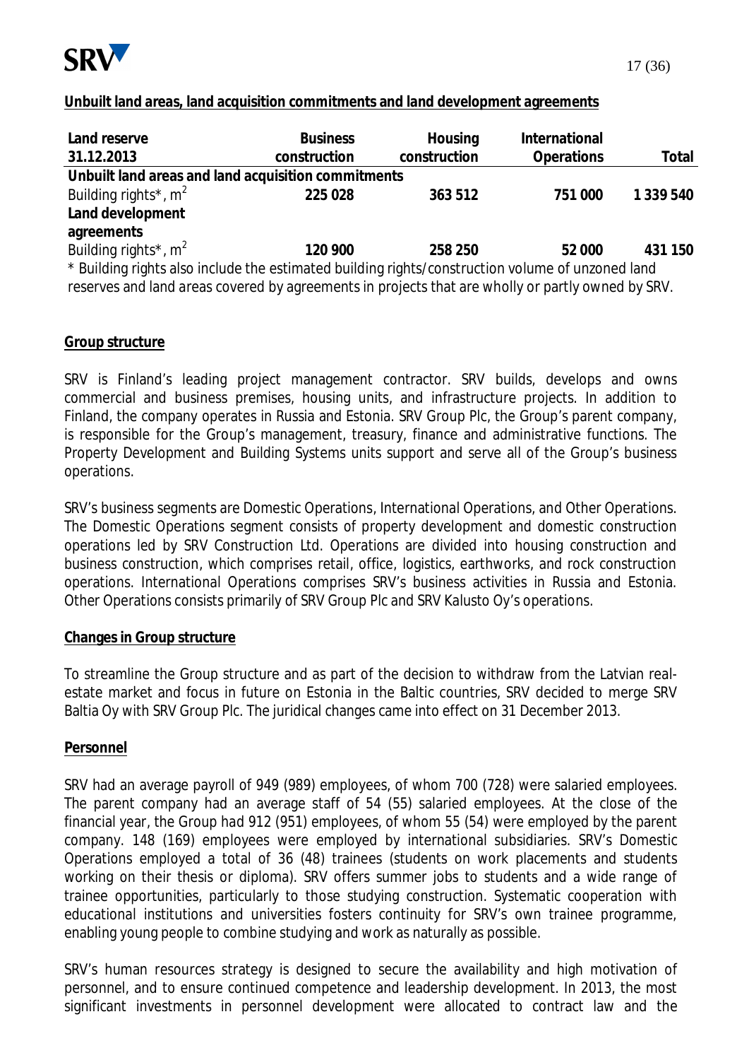**Unbuilt land areas, land acquisition commitments and land development agreements**

| Land reserve 31.12.2013 | Business construction | Housing construction | International Operations | Total |
|---|---|---|---|---|
| **Unbuilt land areas and land acquisition commitments** | | | | |
| Building rights*, $m^2$ | **225 028** | **363 512** | **751 000** | **1 339 540** |
| **Land development agreements** | | | | |
| Building rights*, $m^2$ | **120 900** | **258 250** | **52 000** | **431 150** |

\* Building rights also include the estimated building rights/construction volume of unzoned land reserves and land areas covered by agreements in projects that are wholly or partly owned by SRV.

**Group structure**

SRV is Finland's leading project management contractor. SRV builds, develops and owns commercial and business premises, housing units, and infrastructure projects. In addition to Finland, the company operates in Russia and Estonia. SRV Group Plc, the Group's parent company, is responsible for the Group's management, treasury, finance and administrative functions. The Property Development and Building Systems units support and serve all of the Group's business operations.

SRV's business segments are Domestic Operations, International Operations, and Other Operations. The Domestic Operations segment consists of property development and domestic construction operations led by SRV Construction Ltd. Operations are divided into housing construction and business construction, which comprises retail, office, logistics, earthworks, and rock construction operations. International Operations comprises SRV's business activities in Russia and Estonia. Other Operations consists primarily of SRV Group Plc and SRV Kalusto Oy's operations.

**Changes in Group structure**

To streamline the Group structure and as part of the decision to withdraw from the Latvian real-estate market and focus in future on Estonia in the Baltic countries, SRV decided to merge SRV Baltia Oy with SRV Group Plc. The juridical changes came into effect on 31 December 2013.

**Personnel**

SRV had an average payroll of 949 (989) employees, of whom 700 (728) were salaried employees. The parent company had an average staff of 54 (55) salaried employees. At the close of the financial year, the Group had 912 (951) employees, of whom 55 (54) were employed by the parent company. 148 (169) employees were employed by international subsidiaries. SRV's Domestic Operations employed a total of 36 (48) trainees (students on work placements and students working on their thesis or diploma). SRV offers summer jobs to students and a wide range of trainee opportunities, particularly to those studying construction. Systematic cooperation with educational institutions and universities fosters continuity for SRV's own trainee programme, enabling young people to combine studying and work as naturally as possible.

SRV's human resources strategy is designed to secure the availability and high motivation of personnel, and to ensure continued competence and leadership development. In 2013, the most significant investments in personnel development were allocated to contract law and the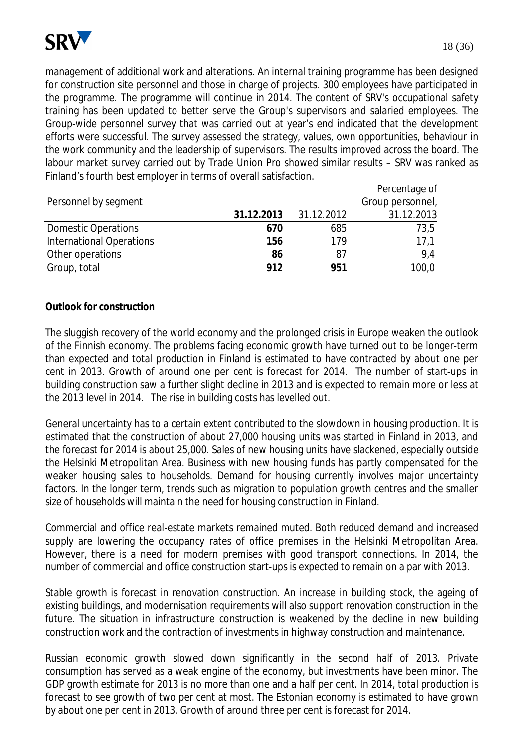management of additional work and alterations. An internal training programme has been designed for construction site personnel and those in charge of projects. 300 employees have participated in the programme. The programme will continue in 2014. The content of SRV's occupational safety training has been updated to better serve the Group's supervisors and salaried employees. The Group-wide personnel survey that was carried out at year's end indicated that the development efforts were successful. The survey assessed the strategy, values, own opportunities, behaviour in the work community and the leadership of supervisors. The results improved across the board. The labour market survey carried out by Trade Union Pro showed similar results – SRV was ranked as Finland's fourth best employer in terms of overall satisfaction.

| Personnel by segment | **31.12.2013** | 31.12.2012 | Percentage of Group personnel, 31.12.2013 |
|---|---|---|---|
| Domestic Operations | **670** | 685 | 73,5 |
| International Operations | **156** | 179 | 17,1 |
| Other operations | **86** | 87 | 9,4 |
| Group, total | **912** | **951** | 100,0 |

**Outlook for construction**

The sluggish recovery of the world economy and the prolonged crisis in Europe weaken the outlook of the Finnish economy. The problems facing economic growth have turned out to be longer-term than expected and total production in Finland is estimated to have contracted by about one per cent in 2013. Growth of around one per cent is forecast for 2014. The number of start-ups in building construction saw a further slight decline in 2013 and is expected to remain more or less at the 2013 level in 2014. The rise in building costs has levelled out.

General uncertainty has to a certain extent contributed to the slowdown in housing production. It is estimated that the construction of about 27,000 housing units was started in Finland in 2013, and the forecast for 2014 is about 25,000. Sales of new housing units have slackened, especially outside the Helsinki Metropolitan Area. Business with new housing funds has partly compensated for the weaker housing sales to households. Demand for housing currently involves major uncertainty factors. In the longer term, trends such as migration to population growth centres and the smaller size of households will maintain the need for housing construction in Finland.

Commercial and office real-estate markets remained muted. Both reduced demand and increased supply are lowering the occupancy rates of office premises in the Helsinki Metropolitan Area. However, there is a need for modern premises with good transport connections. In 2014, the number of commercial and office construction start-ups is expected to remain on a par with 2013.

Stable growth is forecast in renovation construction. An increase in building stock, the ageing of existing buildings, and modernisation requirements will also support renovation construction in the future. The situation in infrastructure construction is weakened by the decline in new building construction work and the contraction of investments in highway construction and maintenance.

Russian economic growth slowed down significantly in the second half of 2013. Private consumption has served as a weak engine of the economy, but investments have been minor. The GDP growth estimate for 2013 is no more than one and a half per cent. In 2014, total production is forecast to see growth of two per cent at most. The Estonian economy is estimated to have grown by about one per cent in 2013. Growth of around three per cent is forecast for 2014.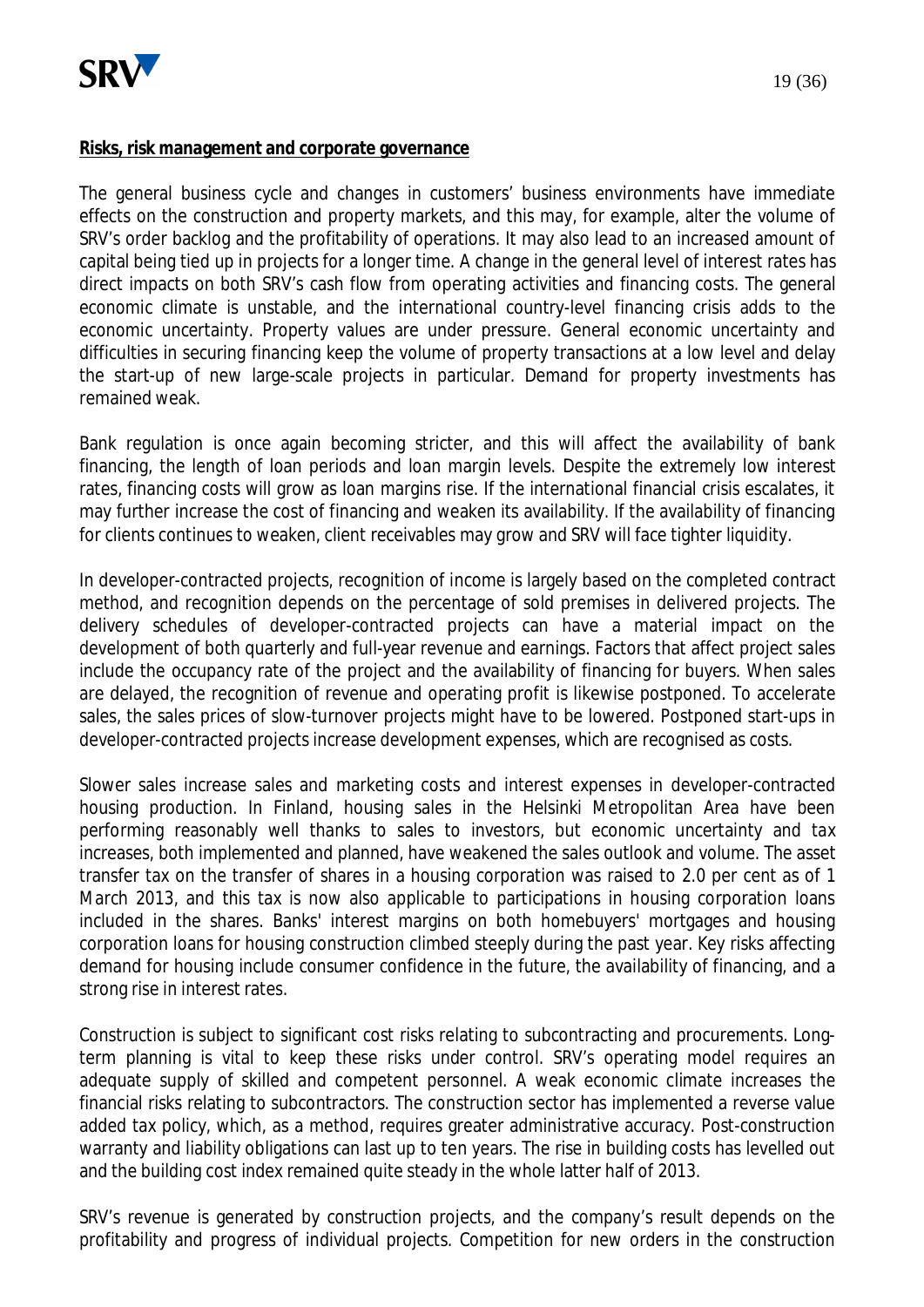**Risks, risk management and corporate governance**

The general business cycle and changes in customers' business environments have immediate effects on the construction and property markets, and this may, for example, alter the volume of SRV's order backlog and the profitability of operations. It may also lead to an increased amount of capital being tied up in projects for a longer time. A change in the general level of interest rates has direct impacts on both SRV's cash flow from operating activities and financing costs. The general economic climate is unstable, and the international country-level financing crisis adds to the economic uncertainty. Property values are under pressure. General economic uncertainty and difficulties in securing financing keep the volume of property transactions at a low level and delay the start-up of new large-scale projects in particular. Demand for property investments has remained weak.

Bank regulation is once again becoming stricter, and this will affect the availability of bank financing, the length of loan periods and loan margin levels. Despite the extremely low interest rates, financing costs will grow as loan margins rise. If the international financial crisis escalates, it may further increase the cost of financing and weaken its availability. If the availability of financing for clients continues to weaken, client receivables may grow and SRV will face tighter liquidity.

In developer-contracted projects, recognition of income is largely based on the completed contract method, and recognition depends on the percentage of sold premises in delivered projects. The delivery schedules of developer-contracted projects can have a material impact on the development of both quarterly and full-year revenue and earnings. Factors that affect project sales include the occupancy rate of the project and the availability of financing for buyers. When sales are delayed, the recognition of revenue and operating profit is likewise postponed. To accelerate sales, the sales prices of slow-turnover projects might have to be lowered. Postponed start-ups in developer-contracted projects increase development expenses, which are recognised as costs.

Slower sales increase sales and marketing costs and interest expenses in developer-contracted housing production. In Finland, housing sales in the Helsinki Metropolitan Area have been performing reasonably well thanks to sales to investors, but economic uncertainty and tax increases, both implemented and planned, have weakened the sales outlook and volume. The asset transfer tax on the transfer of shares in a housing corporation was raised to 2.0 per cent as of 1 March 2013, and this tax is now also applicable to participations in housing corporation loans included in the shares. Banks' interest margins on both homebuyers' mortgages and housing corporation loans for housing construction climbed steeply during the past year. Key risks affecting demand for housing include consumer confidence in the future, the availability of financing, and a strong rise in interest rates.

Construction is subject to significant cost risks relating to subcontracting and procurements. Long-term planning is vital to keep these risks under control. SRV's operating model requires an adequate supply of skilled and competent personnel. A weak economic climate increases the financial risks relating to subcontractors. The construction sector has implemented a reverse value added tax policy, which, as a method, requires greater administrative accuracy. Post-construction warranty and liability obligations can last up to ten years. The rise in building costs has levelled out and the building cost index remained quite steady in the whole latter half of 2013.

SRV's revenue is generated by construction projects, and the company's result depends on the profitability and progress of individual projects. Competition for new orders in the construction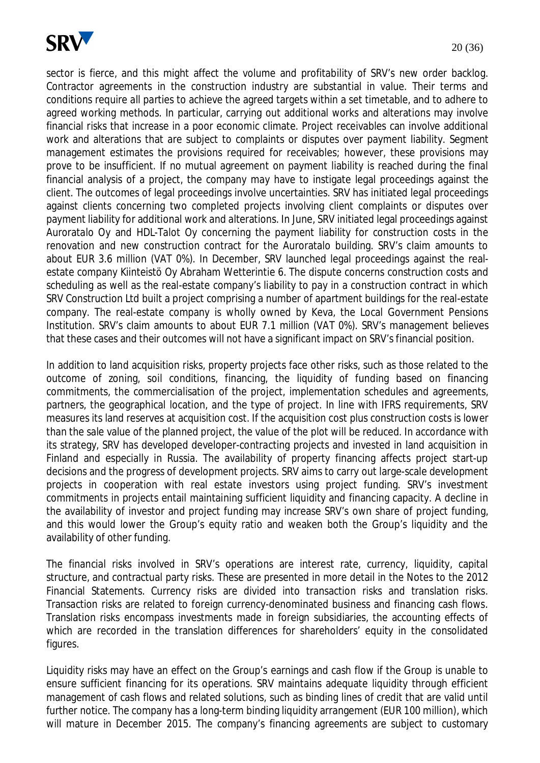sector is fierce, and this might affect the volume and profitability of SRV's new order backlog. Contractor agreements in the construction industry are substantial in value. Their terms and conditions require all parties to achieve the agreed targets within a set timetable, and to adhere to agreed working methods. In particular, carrying out additional works and alterations may involve financial risks that increase in a poor economic climate. Project receivables can involve additional work and alterations that are subject to complaints or disputes over payment liability. Segment management estimates the provisions required for receivables; however, these provisions may prove to be insufficient. If no mutual agreement on payment liability is reached during the final financial analysis of a project, the company may have to instigate legal proceedings against the client. The outcomes of legal proceedings involve uncertainties. SRV has initiated legal proceedings against clients concerning two completed projects involving client complaints or disputes over payment liability for additional work and alterations. In June, SRV initiated legal proceedings against Auroratalo Oy and HDL-Talot Oy concerning the payment liability for construction costs in the renovation and new construction contract for the Auroratalo building. SRV's claim amounts to about EUR 3.6 million (VAT 0%). In December, SRV launched legal proceedings against the real-estate company Kiinteistö Oy Abraham Wetterintie 6. The dispute concerns construction costs and scheduling as well as the real-estate company's liability to pay in a construction contract in which SRV Construction Ltd built a project comprising a number of apartment buildings for the real-estate company. The real-estate company is wholly owned by Keva, the Local Government Pensions Institution. SRV's claim amounts to about EUR 7.1 million (VAT 0%). SRV's management believes that these cases and their outcomes will not have a significant impact on SRV's financial position.

In addition to land acquisition risks, property projects face other risks, such as those related to the outcome of zoning, soil conditions, financing, the liquidity of funding based on financing commitments, the commercialisation of the project, implementation schedules and agreements, partners, the geographical location, and the type of project. In line with IFRS requirements, SRV measures its land reserves at acquisition cost. If the acquisition cost plus construction costs is lower than the sale value of the planned project, the value of the plot will be reduced. In accordance with its strategy, SRV has developed developer-contracting projects and invested in land acquisition in Finland and especially in Russia. The availability of property financing affects project start-up decisions and the progress of development projects. SRV aims to carry out large-scale development projects in cooperation with real estate investors using project funding. SRV's investment commitments in projects entail maintaining sufficient liquidity and financing capacity. A decline in the availability of investor and project funding may increase SRV's own share of project funding, and this would lower the Group's equity ratio and weaken both the Group's liquidity and the availability of other funding.

The financial risks involved in SRV's operations are interest rate, currency, liquidity, capital structure, and contractual party risks. These are presented in more detail in the Notes to the 2012 Financial Statements. Currency risks are divided into transaction risks and translation risks. Transaction risks are related to foreign currency-denominated business and financing cash flows. Translation risks encompass investments made in foreign subsidiaries, the accounting effects of which are recorded in the translation differences for shareholders' equity in the consolidated figures.

Liquidity risks may have an effect on the Group's earnings and cash flow if the Group is unable to ensure sufficient financing for its operations. SRV maintains adequate liquidity through efficient management of cash flows and related solutions, such as binding lines of credit that are valid until further notice. The company has a long-term binding liquidity arrangement (EUR 100 million), which will mature in December 2015. The company's financing agreements are subject to customary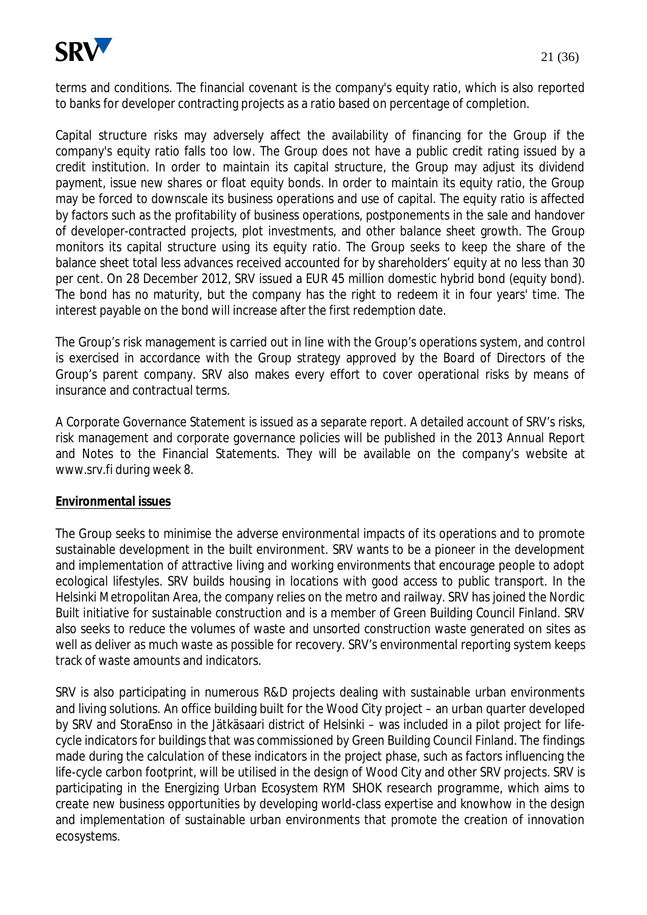terms and conditions. The financial covenant is the company's equity ratio, which is also reported to banks for developer contracting projects as a ratio based on percentage of completion.

Capital structure risks may adversely affect the availability of financing for the Group if the company's equity ratio falls too low. The Group does not have a public credit rating issued by a credit institution. In order to maintain its capital structure, the Group may adjust its dividend payment, issue new shares or float equity bonds. In order to maintain its equity ratio, the Group may be forced to downscale its business operations and use of capital. The equity ratio is affected by factors such as the profitability of business operations, postponements in the sale and handover of developer-contracted projects, plot investments, and other balance sheet growth. The Group monitors its capital structure using its equity ratio. The Group seeks to keep the share of the balance sheet total less advances received accounted for by shareholders' equity at no less than 30 per cent. On 28 December 2012, SRV issued a EUR 45 million domestic hybrid bond (equity bond). The bond has no maturity, but the company has the right to redeem it in four years' time. The interest payable on the bond will increase after the first redemption date.

The Group's risk management is carried out in line with the Group's operations system, and control is exercised in accordance with the Group strategy approved by the Board of Directors of the Group's parent company. SRV also makes every effort to cover operational risks by means of insurance and contractual terms.

A Corporate Governance Statement is issued as a separate report. A detailed account of SRV's risks, risk management and corporate governance policies will be published in the 2013 Annual Report and Notes to the Financial Statements. They will be available on the company's website at www.srv.fi during week 8.

**Environmental issues**

The Group seeks to minimise the adverse environmental impacts of its operations and to promote sustainable development in the built environment. SRV wants to be a pioneer in the development and implementation of attractive living and working environments that encourage people to adopt ecological lifestyles. SRV builds housing in locations with good access to public transport. In the Helsinki Metropolitan Area, the company relies on the metro and railway. SRV has joined the Nordic Built initiative for sustainable construction and is a member of Green Building Council Finland. SRV also seeks to reduce the volumes of waste and unsorted construction waste generated on sites as well as deliver as much waste as possible for recovery. SRV's environmental reporting system keeps track of waste amounts and indicators.

SRV is also participating in numerous R&D projects dealing with sustainable urban environments and living solutions. An office building built for the Wood City project – an urban quarter developed by SRV and StoraEnso in the Jätkäsaari district of Helsinki – was included in a pilot project for life-cycle indicators for buildings that was commissioned by Green Building Council Finland. The findings made during the calculation of these indicators in the project phase, such as factors influencing the life-cycle carbon footprint, will be utilised in the design of Wood City and other SRV projects. SRV is participating in the Energizing Urban Ecosystem RYM SHOK research programme, which aims to create new business opportunities by developing world-class expertise and knowhow in the design and implementation of sustainable urban environments that promote the creation of innovation ecosystems.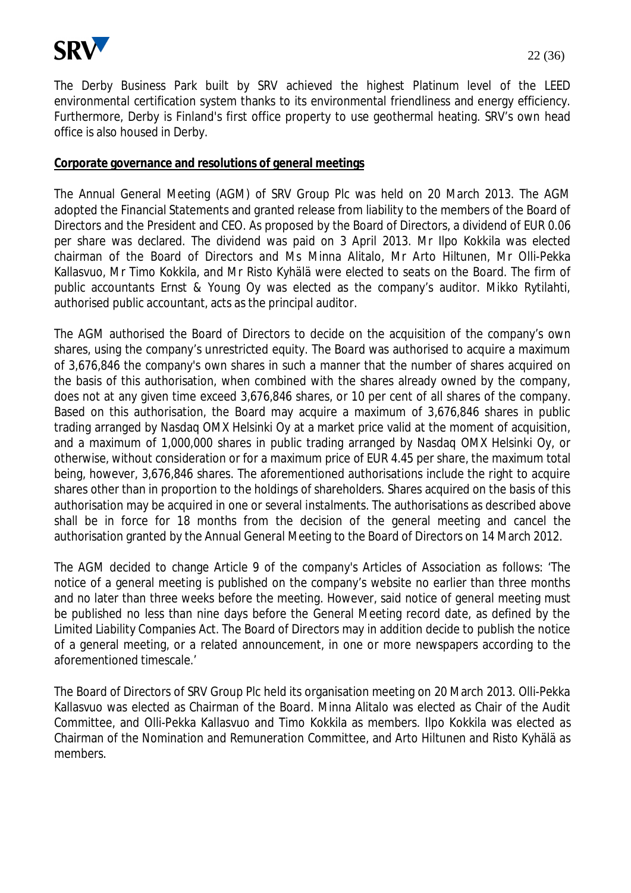The Derby Business Park built by SRV achieved the highest Platinum level of the LEED environmental certification system thanks to its environmental friendliness and energy efficiency. Furthermore, Derby is Finland's first office property to use geothermal heating. SRV's own head office is also housed in Derby.

**Corporate governance and resolutions of general meetings**

The Annual General Meeting (AGM) of SRV Group Plc was held on 20 March 2013. The AGM adopted the Financial Statements and granted release from liability to the members of the Board of Directors and the President and CEO. As proposed by the Board of Directors, a dividend of EUR 0.06 per share was declared. The dividend was paid on 3 April 2013. Mr Ilpo Kokkila was elected chairman of the Board of Directors and Ms Minna Alitalo, Mr Arto Hiltunen, Mr Olli-Pekka Kallasvuo, Mr Timo Kokkila, and Mr Risto Kyhälä were elected to seats on the Board. The firm of public accountants Ernst & Young Oy was elected as the company's auditor. Mikko Rytilahti, authorised public accountant, acts as the principal auditor.

The AGM authorised the Board of Directors to decide on the acquisition of the company's own shares, using the company's unrestricted equity. The Board was authorised to acquire a maximum of 3,676,846 the company's own shares in such a manner that the number of shares acquired on the basis of this authorisation, when combined with the shares already owned by the company, does not at any given time exceed 3,676,846 shares, or 10 per cent of all shares of the company. Based on this authorisation, the Board may acquire a maximum of 3,676,846 shares in public trading arranged by Nasdaq OMX Helsinki Oy at a market price valid at the moment of acquisition, and a maximum of 1,000,000 shares in public trading arranged by Nasdaq OMX Helsinki Oy, or otherwise, without consideration or for a maximum price of EUR 4.45 per share, the maximum total being, however, 3,676,846 shares. The aforementioned authorisations include the right to acquire shares other than in proportion to the holdings of shareholders. Shares acquired on the basis of this authorisation may be acquired in one or several instalments. The authorisations as described above shall be in force for 18 months from the decision of the general meeting and cancel the authorisation granted by the Annual General Meeting to the Board of Directors on 14 March 2012.

The AGM decided to change Article 9 of the company's Articles of Association as follows: 'The notice of a general meeting is published on the company's website no earlier than three months and no later than three weeks before the meeting. However, said notice of general meeting must be published no less than nine days before the General Meeting record date, as defined by the Limited Liability Companies Act. The Board of Directors may in addition decide to publish the notice of a general meeting, or a related announcement, in one or more newspapers according to the aforementioned timescale.'

The Board of Directors of SRV Group Plc held its organisation meeting on 20 March 2013. Olli-Pekka Kallasvuo was elected as Chairman of the Board. Minna Alitalo was elected as Chair of the Audit Committee, and Olli-Pekka Kallasvuo and Timo Kokkila as members. Ilpo Kokkila was elected as Chairman of the Nomination and Remuneration Committee, and Arto Hiltunen and Risto Kyhälä as members.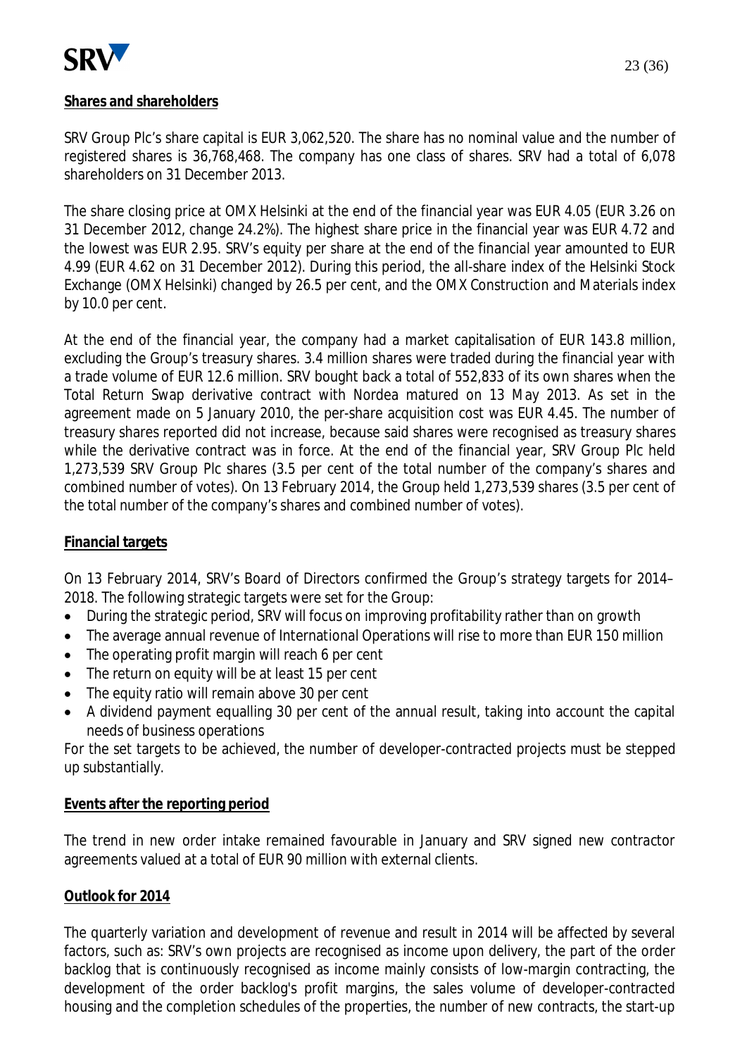**Shares and shareholders**

SRV Group Plc's share capital is EUR 3,062,520. The share has no nominal value and the number of registered shares is 36,768,468. The company has one class of shares. SRV had a total of 6,078 shareholders on 31 December 2013.

The share closing price at OMX Helsinki at the end of the financial year was EUR 4.05 (EUR 3.26 on 31 December 2012, change 24.2%). The highest share price in the financial year was EUR 4.72 and the lowest was EUR 2.95. SRV's equity per share at the end of the financial year amounted to EUR 4.99 (EUR 4.62 on 31 December 2012). During this period, the all-share index of the Helsinki Stock Exchange (OMX Helsinki) changed by 26.5 per cent, and the OMX Construction and Materials index by 10.0 per cent.

At the end of the financial year, the company had a market capitalisation of EUR 143.8 million, excluding the Group's treasury shares. 3.4 million shares were traded during the financial year with a trade volume of EUR 12.6 million. SRV bought back a total of 552,833 of its own shares when the Total Return Swap derivative contract with Nordea matured on 13 May 2013. As set in the agreement made on 5 January 2010, the per-share acquisition cost was EUR 4.45. The number of treasury shares reported did not increase, because said shares were recognised as treasury shares while the derivative contract was in force. At the end of the financial year, SRV Group Plc held 1,273,539 SRV Group Plc shares (3.5 per cent of the total number of the company's shares and combined number of votes). On 13 February 2014, the Group held 1,273,539 shares (3.5 per cent of the total number of the company's shares and combined number of votes).

**Financial targets**

On 13 February 2014, SRV's Board of Directors confirmed the Group's strategy targets for 2014–2018. The following strategic targets were set for the Group:

- During the strategic period, SRV will focus on improving profitability rather than on growth
- The average annual revenue of International Operations will rise to more than EUR 150 million
- The operating profit margin will reach 6 per cent
- The return on equity will be at least 15 per cent
- The equity ratio will remain above 30 per cent
- A dividend payment equalling 30 per cent of the annual result, taking into account the capital needs of business operations

For the set targets to be achieved, the number of developer-contracted projects must be stepped up substantially.

**Events after the reporting period**

The trend in new order intake remained favourable in January and SRV signed new contractor agreements valued at a total of EUR 90 million with external clients.

**Outlook for 2014**

The quarterly variation and development of revenue and result in 2014 will be affected by several factors, such as: SRV's own projects are recognised as income upon delivery, the part of the order backlog that is continuously recognised as income mainly consists of low-margin contracting, the development of the order backlog's profit margins, the sales volume of developer-contracted housing and the completion schedules of the properties, the number of new contracts, the start-up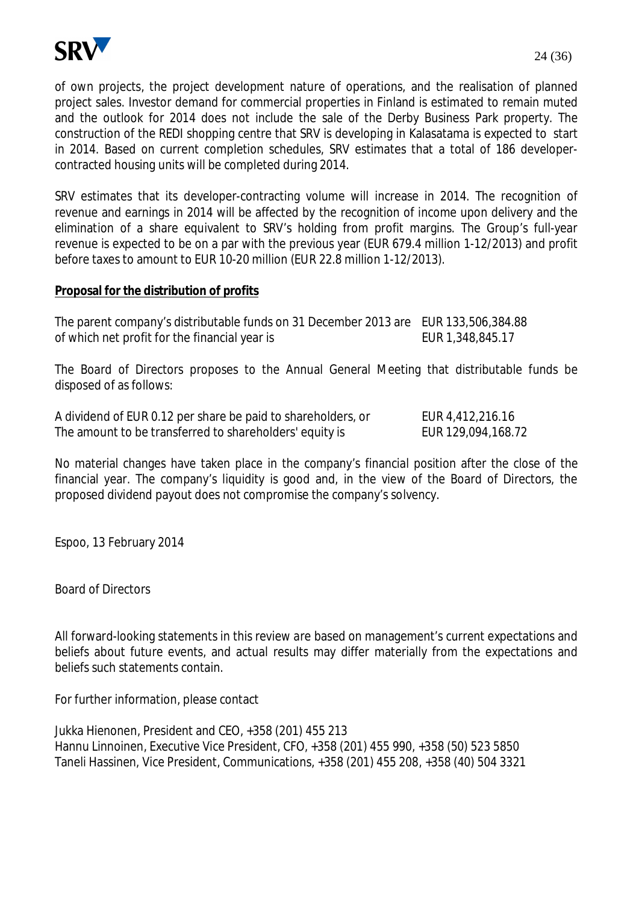of own projects, the project development nature of operations, and the realisation of planned project sales. Investor demand for commercial properties in Finland is estimated to remain muted and the outlook for 2014 does not include the sale of the Derby Business Park property. The construction of the REDI shopping centre that SRV is developing in Kalasatama is expected to start in 2014. Based on current completion schedules, SRV estimates that a total of 186 developer-contracted housing units will be completed during 2014.

SRV estimates that its developer-contracting volume will increase in 2014. The recognition of revenue and earnings in 2014 will be affected by the recognition of income upon delivery and the elimination of a share equivalent to SRV's holding from profit margins. The Group's full-year revenue is expected to be on a par with the previous year (EUR 679.4 million 1-12/2013) and profit before taxes to amount to EUR 10-20 million (EUR 22.8 million 1-12/2013).

**Proposal for the distribution of profits**

| | |
|---|---|
| The parent company's distributable funds on 31 December 2013 are | EUR 133,506,384.88 |
| of which net profit for the financial year is | EUR 1,348,845.17 |

The Board of Directors proposes to the Annual General Meeting that distributable funds be disposed of as follows:

| | |
|---|---|
| A dividend of EUR 0.12 per share be paid to shareholders, or | EUR 4,412,216.16 |
| The amount to be transferred to shareholders' equity is | EUR 129,094,168.72 |

No material changes have taken place in the company's financial position after the close of the financial year. The company's liquidity is good and, in the view of the Board of Directors, the proposed dividend payout does not compromise the company's solvency.

Espoo, 13 February 2014

Board of Directors

All forward-looking statements in this review are based on management's current expectations and beliefs about future events, and actual results may differ materially from the expectations and beliefs such statements contain.

For further information, please contact

Jukka Hienonen, President and CEO, +358 (201) 455 213
Hannu Linnoinen, Executive Vice President, CFO, +358 (201) 455 990, +358 (50) 523 5850
Taneli Hassinen, Vice President, Communications, +358 (201) 455 208, +358 (40) 504 3321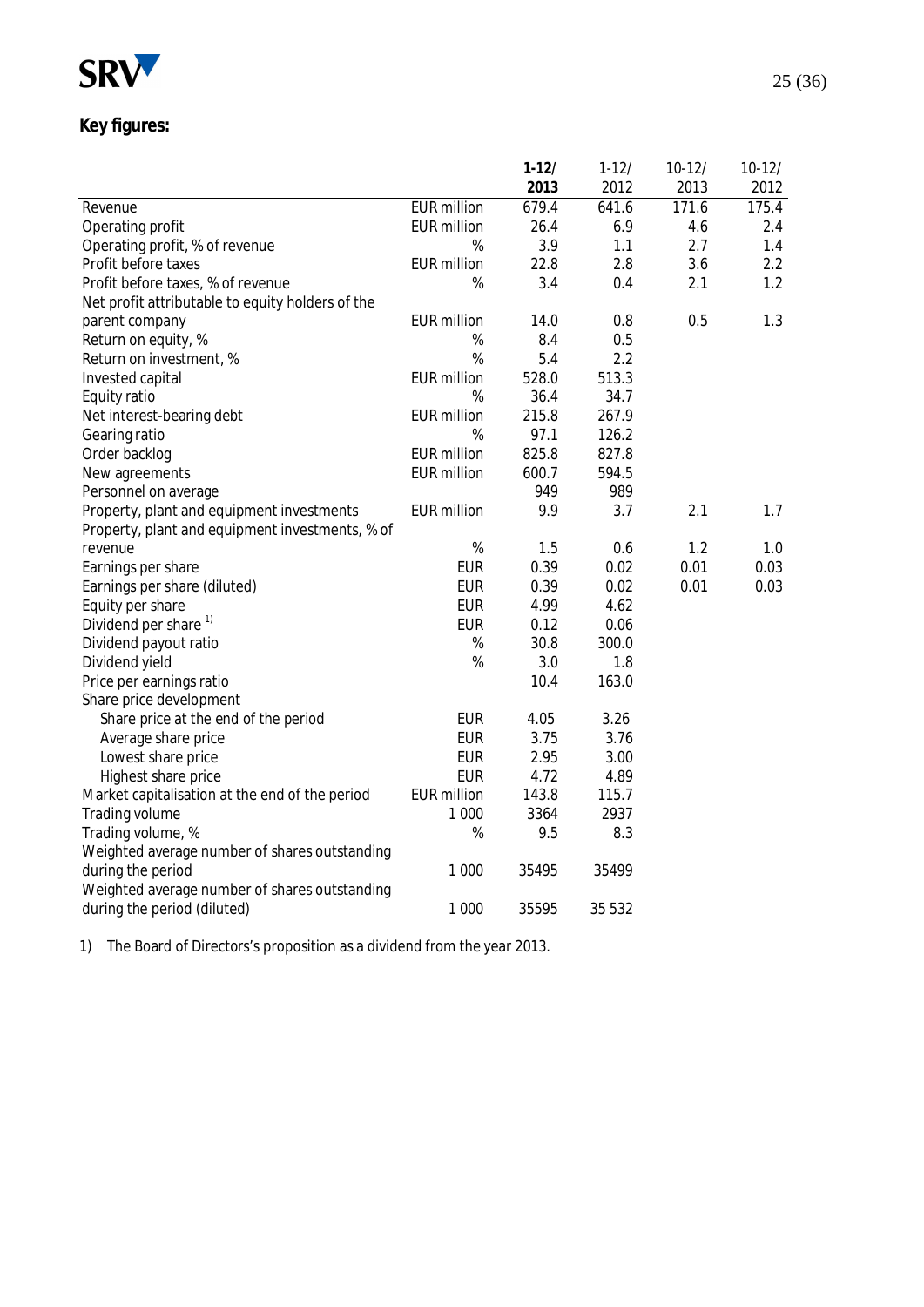**Key figures:**

| | | 1-12/ 2013 | 1-12/ 2012 | 10-12/ 2013 | 10-12/ 2012 |
|---|---|---|---|---|---|
| Revenue | EUR million | 679.4 | 641.6 | 171.6 | 175.4 |
| Operating profit | EUR million | 26.4 | 6.9 | 4.6 | 2.4 |
| Operating profit, % of revenue | % | 3.9 | 1.1 | 2.7 | 1.4 |
| Profit before taxes | EUR million | 22.8 | 2.8 | 3.6 | 2.2 |
| Profit before taxes, % of revenue | % | 3.4 | 0.4 | 2.1 | 1.2 |
| Net profit attributable to equity holders of the parent company | EUR million | 14.0 | 0.8 | 0.5 | 1.3 |
| Return on equity, % | % | 8.4 | 0.5 | | |
| Return on investment, % | % | 5.4 | 2.2 | | |
| Invested capital | EUR million | 528.0 | 513.3 | | |
| Equity ratio | % | 36.4 | 34.7 | | |
| Net interest-bearing debt | EUR million | 215.8 | 267.9 | | |
| Gearing ratio | % | 97.1 | 126.2 | | |
| Order backlog | EUR million | 825.8 | 827.8 | | |
| New agreements | EUR million | 600.7 | 594.5 | | |
| Personnel on average | | 949 | 989 | | |
| Property, plant and equipment investments | EUR million | 9.9 | 3.7 | 2.1 | 1.7 |
| Property, plant and equipment investments, % of revenue | % | 1.5 | 0.6 | 1.2 | 1.0 |
| Earnings per share | EUR | 0.39 | 0.02 | 0.01 | 0.03 |
| Earnings per share (diluted) | EUR | 0.39 | 0.02 | 0.01 | 0.03 |
| Equity per share | EUR | 4.99 | 4.62 | | |
| Dividend per share [1) ] | EUR | 0.12 | 0.06 | | |
| Dividend payout ratio | % | 30.8 | 300.0 | | |
| Dividend yield | % | 3.0 | 1.8 | | |
| Price per earnings ratio | | 10.4 | 163.0 | | |
| Share price development | | | | | |
| Share price at the end of the period | EUR | 4.05 | 3.26 | | |
| Average share price | EUR | 3.75 | 3.76 | | |
| Lowest share price | EUR | 2.95 | 3.00 | | |
| Highest share price | EUR | 4.72 | 4.89 | | |
| Market capitalisation at the end of the period | EUR million | 143.8 | 115.7 | | |
| Trading volume | 1 000 | 3364 | 2937 | | |
| Trading volume, % | % | 9.5 | 8.3 | | |
| Weighted average number of shares outstanding during the period | 1 000 | 35495 | 35499 | | |
| Weighted average number of shares outstanding during the period (diluted) | 1 000 | 35595 | 35 532 | | |

1) The Board of Directors's proposition as a dividend from the year 2013.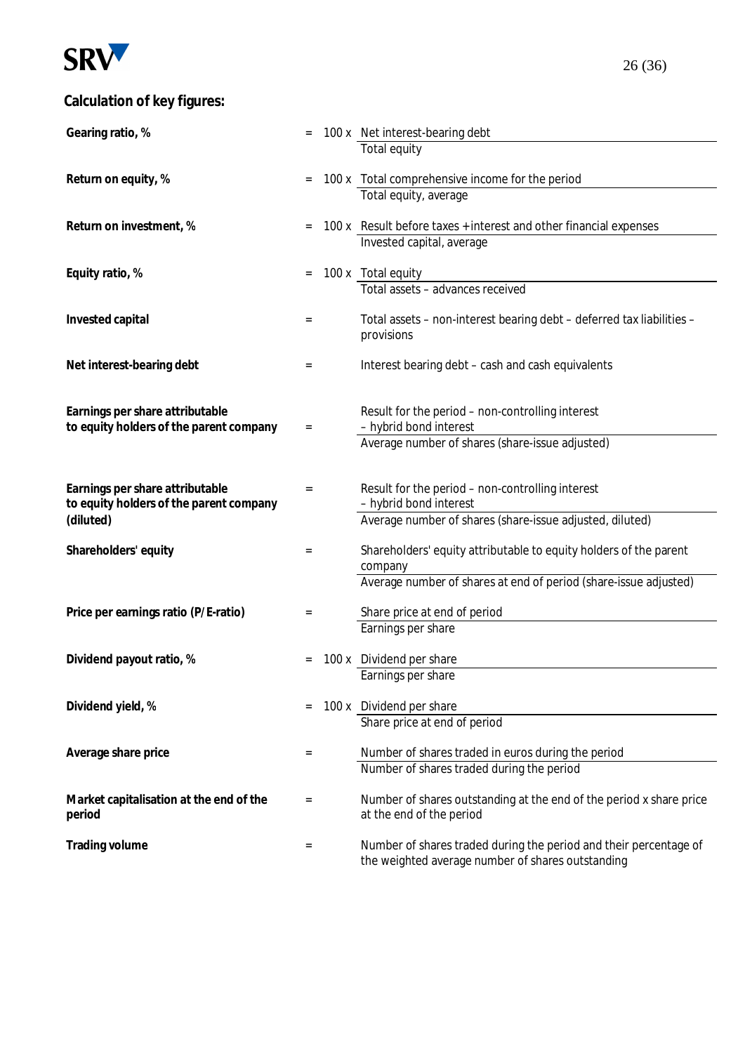## Calculation of key figures:

**Gearing ratio, %** = $100 \times \frac{\text{Net interest-bearing debt}}{\text{Total equity}}$

**Return on equity, %** = $100 \times \frac{\text{Total comprehensive income for the period}}{\text{Total equity, average}}$

**Return on investment, %** = $100 \times \frac{\text{Result before taxes + interest and other financial expenses}}{\text{Invested capital, average}}$

**Equity ratio, %** = $100 \times \frac{\text{Total equity}}{\text{Total assets – advances received}}$

**Invested capital** = Total assets – non-interest bearing debt – deferred tax liabilities – provisions

**Net interest-bearing debt** = Interest bearing debt – cash and cash equivalents

**Earnings per share attributable to equity holders of the parent company** = $\frac{\text{Result for the period – non-controlling interest – hybrid bond interest}}{\text{Average number of shares (share-issue adjusted)}}$

**Earnings per share attributable to equity holders of the parent company (diluted)** = $\frac{\text{Result for the period – non-controlling interest – hybrid bond interest}}{\text{Average number of shares (share-issue adjusted, diluted)}}$

**Shareholders' equity** = $\frac{\text{Shareholders' equity attributable to equity holders of the parent company}}{\text{Average number of shares at end of period (share-issue adjusted)}}$

**Price per earnings ratio (P/E-ratio)** = $\frac{\text{Share price at end of period}}{\text{Earnings per share}}$

**Dividend payout ratio, %** = $100 \times \frac{\text{Dividend per share}}{\text{Earnings per share}}$

**Dividend yield, %** = $100 \times \frac{\text{Dividend per share}}{\text{Share price at end of period}}$

**Average share price** = $\frac{\text{Number of shares traded in euros during the period}}{\text{Number of shares traded during the period}}$

**Market capitalisation at the end of the period** = Number of shares outstanding at the end of the period x share price at the end of the period

**Trading volume** = Number of shares traded during the period and their percentage of the weighted average number of shares outstanding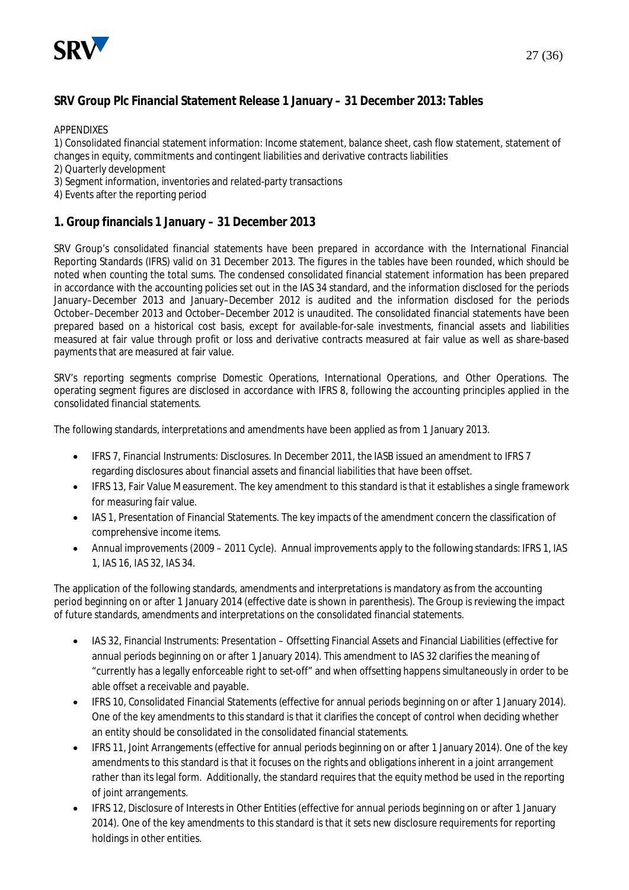## SRV Group Plc Financial Statement Release 1 January – 31 December 2013: Tables

APPENDIXES
1) Consolidated financial statement information: Income statement, balance sheet, cash flow statement, statement of changes in equity, commitments and contingent liabilities and derivative contracts liabilities
2) Quarterly development
3) Segment information, inventories and related-party transactions
4) Events after the reporting period

## 1. Group financials 1 January – 31 December 2013

SRV Group's consolidated financial statements have been prepared in accordance with the International Financial Reporting Standards (IFRS) valid on 31 December 2013. The figures in the tables have been rounded, which should be noted when counting the total sums. The condensed consolidated financial statement information has been prepared in accordance with the accounting policies set out in the IAS 34 standard, and the information disclosed for the periods January–December 2013 and January–December 2012 is audited and the information disclosed for the periods October–December 2013 and October–December 2012 is unaudited. The consolidated financial statements have been prepared based on a historical cost basis, except for available-for-sale investments, financial assets and liabilities measured at fair value through profit or loss and derivative contracts measured at fair value as well as share-based payments that are measured at fair value.

SRV's reporting segments comprise Domestic Operations, International Operations, and Other Operations. The operating segment figures are disclosed in accordance with IFRS 8, following the accounting principles applied in the consolidated financial statements.

The following standards, interpretations and amendments have been applied as from 1 January 2013.

- IFRS 7, Financial Instruments: Disclosures. In December 2011, the IASB issued an amendment to IFRS 7 regarding disclosures about financial assets and financial liabilities that have been offset.
- IFRS 13, Fair Value Measurement. The key amendment to this standard is that it establishes a single framework for measuring fair value.
- IAS 1, Presentation of Financial Statements. The key impacts of the amendment concern the classification of comprehensive income items.
- Annual improvements (2009 – 2011 Cycle). Annual improvements apply to the following standards: IFRS 1, IAS 1, IAS 16, IAS 32, IAS 34.

The application of the following standards, amendments and interpretations is mandatory as from the accounting period beginning on or after 1 January 2014 (effective date is shown in parenthesis). The Group is reviewing the impact of future standards, amendments and interpretations on the consolidated financial statements.

- IAS 32, Financial Instruments: Presentation – Offsetting Financial Assets and Financial Liabilities (effective for annual periods beginning on or after 1 January 2014). This amendment to IAS 32 clarifies the meaning of "currently has a legally enforceable right to set-off" and when offsetting happens simultaneously in order to be able offset a receivable and payable.
- IFRS 10, Consolidated Financial Statements (effective for annual periods beginning on or after 1 January 2014). One of the key amendments to this standard is that it clarifies the concept of control when deciding whether an entity should be consolidated in the consolidated financial statements.
- IFRS 11, Joint Arrangements (effective for annual periods beginning on or after 1 January 2014). One of the key amendments to this standard is that it focuses on the rights and obligations inherent in a joint arrangement rather than its legal form. Additionally, the standard requires that the equity method be used in the reporting of joint arrangements.
- IFRS 12, Disclosure of Interests in Other Entities (effective for annual periods beginning on or after 1 January 2014). One of the key amendments to this standard is that it sets new disclosure requirements for reporting holdings in other entities.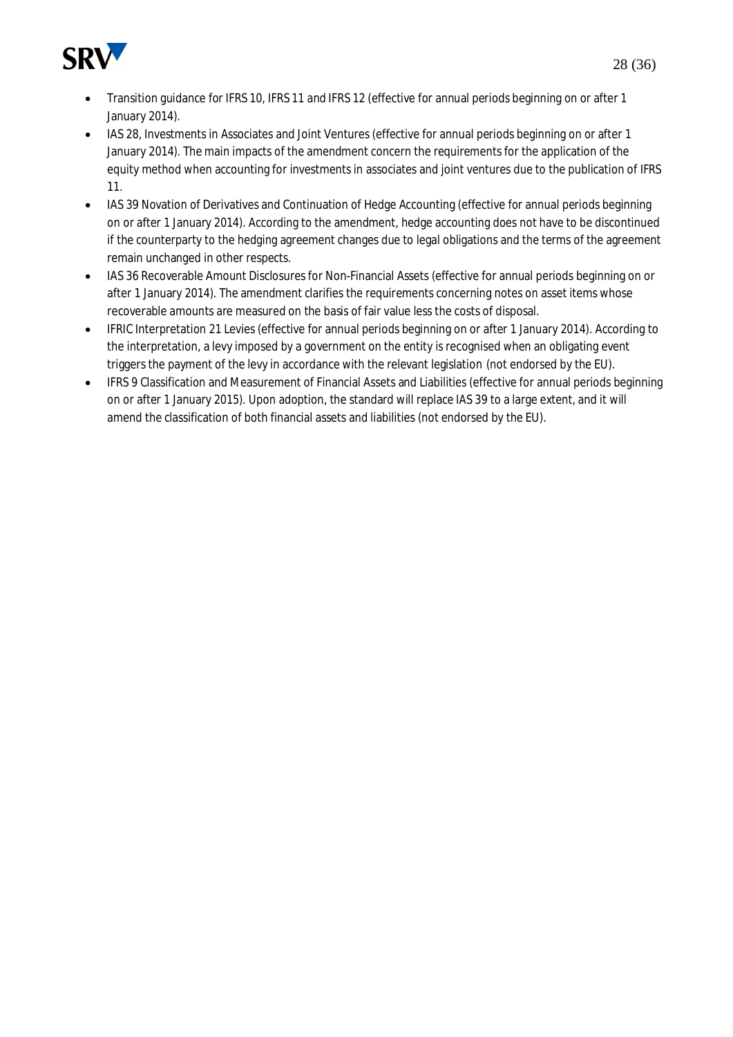- Transition guidance for IFRS 10, IFRS 11 and IFRS 12 (effective for annual periods beginning on or after 1 January 2014).
- IAS 28, Investments in Associates and Joint Ventures (effective for annual periods beginning on or after 1 January 2014). The main impacts of the amendment concern the requirements for the application of the equity method when accounting for investments in associates and joint ventures due to the publication of IFRS 11.
- IAS 39 Novation of Derivatives and Continuation of Hedge Accounting (effective for annual periods beginning on or after 1 January 2014). According to the amendment, hedge accounting does not have to be discontinued if the counterparty to the hedging agreement changes due to legal obligations and the terms of the agreement remain unchanged in other respects.
- IAS 36 Recoverable Amount Disclosures for Non-Financial Assets (effective for annual periods beginning on or after 1 January 2014). The amendment clarifies the requirements concerning notes on asset items whose recoverable amounts are measured on the basis of fair value less the costs of disposal.
- IFRIC Interpretation 21 Levies (effective for annual periods beginning on or after 1 January 2014). According to the interpretation, a levy imposed by a government on the entity is recognised when an obligating event triggers the payment of the levy in accordance with the relevant legislation (not endorsed by the EU).
- IFRS 9 Classification and Measurement of Financial Assets and Liabilities (effective for annual periods beginning on or after 1 January 2015). Upon adoption, the standard will replace IAS 39 to a large extent, and it will amend the classification of both financial assets and liabilities (not endorsed by the EU).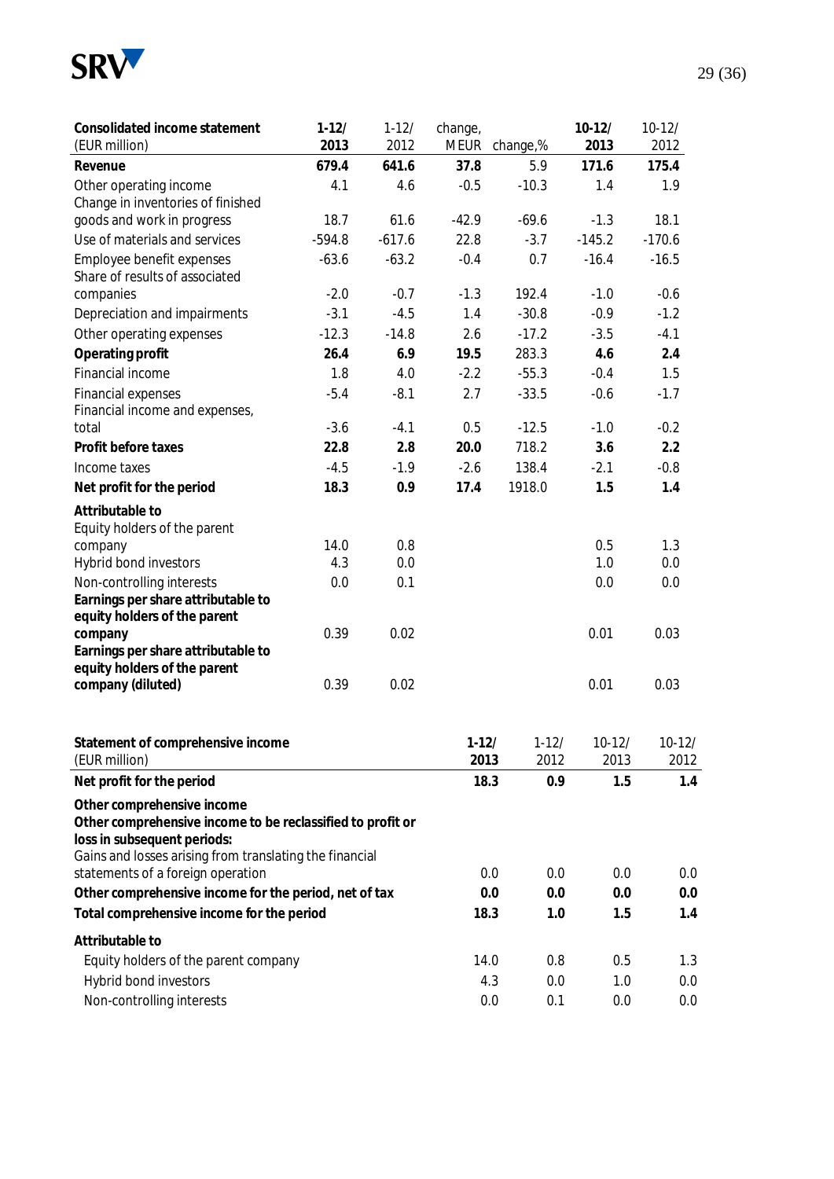| Consolidated income statement (EUR million) | 1-12/ 2013 | 1-12/ 2012 | change, MEUR | change,% | 10-12/ 2013 | 10-12/ 2012 |
|---|---|---|---|---|---|---|
| **Revenue** | **679.4** | **641.6** | **37.8** | 5.9 | **171.6** | **175.4** |
| Other operating income | 4.1 | 4.6 | -0.5 | -10.3 | 1.4 | 1.9 |
| Change in inventories of finished goods and work in progress | 18.7 | 61.6 | -42.9 | -69.6 | -1.3 | 18.1 |
| Use of materials and services | -594.8 | -617.6 | 22.8 | -3.7 | -145.2 | -170.6 |
| Employee benefit expenses | -63.6 | -63.2 | -0.4 | 0.7 | -16.4 | -16.5 |
| Share of results of associated companies | -2.0 | -0.7 | -1.3 | 192.4 | -1.0 | -0.6 |
| Depreciation and impairments | -3.1 | -4.5 | 1.4 | -30.8 | -0.9 | -1.2 |
| Other operating expenses | -12.3 | -14.8 | 2.6 | -17.2 | -3.5 | -4.1 |
| **Operating profit** | **26.4** | **6.9** | **19.5** | 283.3 | **4.6** | **2.4** |
| Financial income | 1.8 | 4.0 | -2.2 | -55.3 | -0.4 | 1.5 |
| Financial expenses | -5.4 | -8.1 | 2.7 | -33.5 | -0.6 | -1.7 |
| Financial income and expenses, total | -3.6 | -4.1 | 0.5 | -12.5 | -1.0 | -0.2 |
| **Profit before taxes** | **22.8** | **2.8** | **20.0** | 718.2 | **3.6** | **2.2** |
| Income taxes | -4.5 | -1.9 | -2.6 | 138.4 | -2.1 | -0.8 |
| **Net profit for the period** | **18.3** | **0.9** | **17.4** | 1918.0 | **1.5** | **1.4** |
| **Attributable to** | | | | | | |
| Equity holders of the parent company | 14.0 | 0.8 | | | 0.5 | 1.3 |
| Hybrid bond investors | 4.3 | 0.0 | | | 1.0 | 0.0 |
| Non-controlling interests | 0.0 | 0.1 | | | 0.0 | 0.0 |
| **Earnings per share attributable to equity holders of the parent company** | 0.39 | 0.02 | | | 0.01 | 0.03 |
| **Earnings per share attributable to equity holders of the parent company (diluted)** | 0.39 | 0.02 | | | 0.01 | 0.03 |

| Statement of comprehensive income (EUR million) | 1-12/ 2013 | 1-12/ 2012 | 10-12/ 2013 | 10-12/ 2012 |
|---|---|---|---|---|
| **Net profit for the period** | **18.3** | **0.9** | **1.5** | **1.4** |
| **Other comprehensive income** | | | | |
| **Other comprehensive income to be reclassified to profit or loss in subsequent periods:** | | | | |
| Gains and losses arising from translating the financial statements of a foreign operation | 0.0 | 0.0 | 0.0 | 0.0 |
| **Other comprehensive income for the period, net of tax** | **0.0** | **0.0** | **0.0** | **0.0** |
| **Total comprehensive income for the period** | **18.3** | **1.0** | **1.5** | **1.4** |
| **Attributable to** | | | | |
| Equity holders of the parent company | 14.0 | 0.8 | 0.5 | 1.3 |
| Hybrid bond investors | 4.3 | 0.0 | 1.0 | 0.0 |
| Non-controlling interests | 0.0 | 0.1 | 0.0 | 0.0 |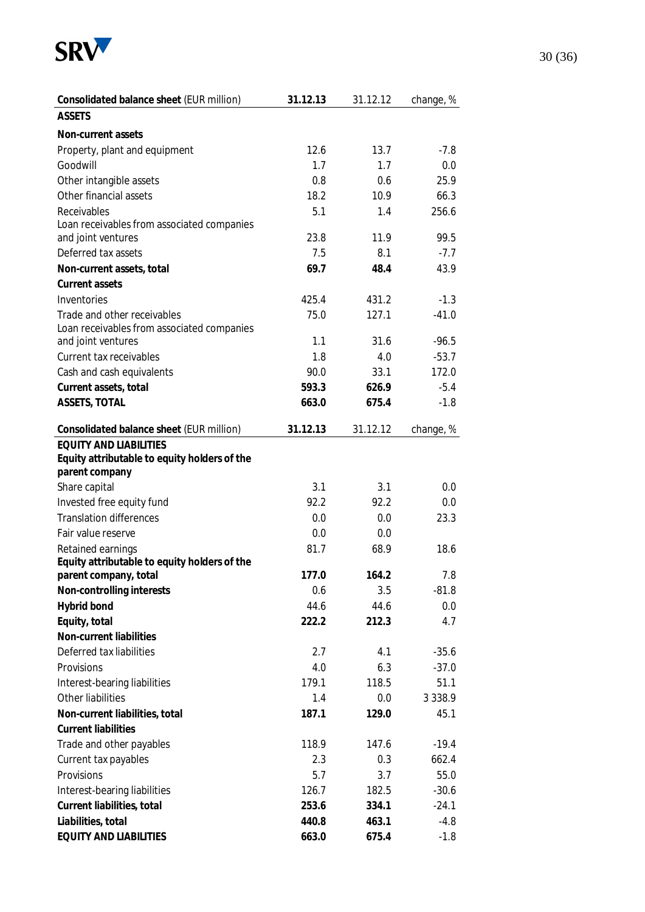| Consolidated balance sheet (EUR million) | 31.12.13 | 31.12.12 | change, % |
|---|---|---|---|
| **ASSETS** | | | |
| **Non-current assets** | | | |
| Property, plant and equipment | 12.6 | 13.7 | -7.8 |
| Goodwill | 1.7 | 1.7 | 0.0 |
| Other intangible assets | 0.8 | 0.6 | 25.9 |
| Other financial assets | 18.2 | 10.9 | 66.3 |
| Receivables | 5.1 | 1.4 | 256.6 |
| Loan receivables from associated companies and joint ventures | 23.8 | 11.9 | 99.5 |
| Deferred tax assets | 7.5 | 8.1 | -7.7 |
| **Non-current assets, total** | **69.7** | **48.4** | 43.9 |
| **Current assets** | | | |
| Inventories | 425.4 | 431.2 | -1.3 |
| Trade and other receivables | 75.0 | 127.1 | -41.0 |
| Loan receivables from associated companies and joint ventures | 1.1 | 31.6 | -96.5 |
| Current tax receivables | 1.8 | 4.0 | -53.7 |
| Cash and cash equivalents | 90.0 | 33.1 | 172.0 |
| **Current assets, total** | **593.3** | **626.9** | -5.4 |
| **ASSETS, TOTAL** | **663.0** | **675.4** | -1.8 |

| Consolidated balance sheet (EUR million) | 31.12.13 | 31.12.12 | change, % |
|---|---|---|---|
| **EQUITY AND LIABILITIES** | | | |
| **Equity attributable to equity holders of the parent company** | | | |
| Share capital | 3.1 | 3.1 | 0.0 |
| Invested free equity fund | 92.2 | 92.2 | 0.0 |
| Translation differences | 0.0 | 0.0 | 23.3 |
| Fair value reserve | 0.0 | 0.0 | |
| Retained earnings | 81.7 | 68.9 | 18.6 |
| **Equity attributable to equity holders of the parent company, total** | **177.0** | **164.2** | 7.8 |
| **Non-controlling interests** | 0.6 | 3.5 | -81.8 |
| **Hybrid bond** | 44.6 | 44.6 | 0.0 |
| **Equity, total** | **222.2** | **212.3** | 4.7 |
| **Non-current liabilities** | | | |
| Deferred tax liabilities | 2.7 | 4.1 | -35.6 |
| Provisions | 4.0 | 6.3 | -37.0 |
| Interest-bearing liabilities | 179.1 | 118.5 | 51.1 |
| Other liabilities | 1.4 | 0.0 | 3 338.9 |
| **Non-current liabilities, total** | **187.1** | **129.0** | 45.1 |
| **Current liabilities** | | | |
| Trade and other payables | 118.9 | 147.6 | -19.4 |
| Current tax payables | 2.3 | 0.3 | 662.4 |
| Provisions | 5.7 | 3.7 | 55.0 |
| Interest-bearing liabilities | 126.7 | 182.5 | -30.6 |
| **Current liabilities, total** | **253.6** | **334.1** | -24.1 |
| **Liabilities, total** | **440.8** | **463.1** | -4.8 |
| **EQUITY AND LIABILITIES** | **663.0** | **675.4** | -1.8 |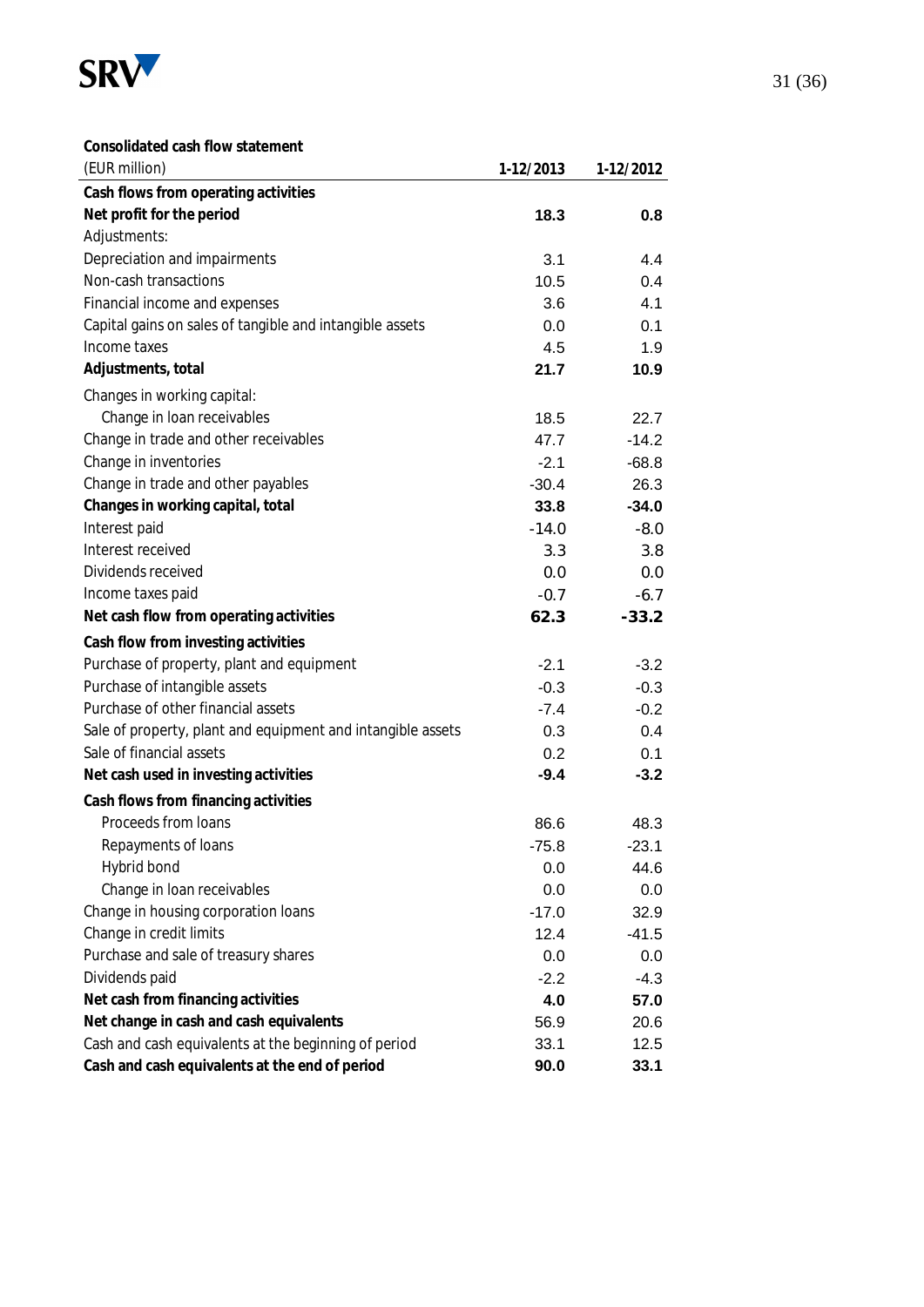**Consolidated cash flow statement**

| (EUR million) | 1-12/2013 | 1-12/2012 |
|---|---|---|
| **Cash flows from operating activities** | | |
| **Net profit for the period** | **18.3** | **0.8** |
| Adjustments: | | |
| Depreciation and impairments | 3.1 | 4.4 |
| Non-cash transactions | 10.5 | 0.4 |
| Financial income and expenses | 3.6 | 4.1 |
| Capital gains on sales of tangible and intangible assets | 0.0 | 0.1 |
| Income taxes | 4.5 | 1.9 |
| **Adjustments, total** | **21.7** | **10.9** |
| Changes in working capital: | | |
| Change in loan receivables | 18.5 | 22.7 |
| Change in trade and other receivables | 47.7 | -14.2 |
| Change in inventories | -2.1 | -68.8 |
| Change in trade and other payables | -30.4 | 26.3 |
| **Changes in working capital, total** | **33.8** | **-34.0** |
| Interest paid | -14.0 | -8.0 |
| Interest received | 3.3 | 3.8 |
| Dividends received | 0.0 | 0.0 |
| Income taxes paid | -0.7 | -6.7 |
| **Net cash flow from operating activities** | **62.3** | **-33.2** |
| **Cash flow from investing activities** | | |
| Purchase of property, plant and equipment | -2.1 | -3.2 |
| Purchase of intangible assets | -0.3 | -0.3 |
| Purchase of other financial assets | -7.4 | -0.2 |
| Sale of property, plant and equipment and intangible assets | 0.3 | 0.4 |
| Sale of financial assets | 0.2 | 0.1 |
| **Net cash used in investing activities** | **-9.4** | **-3.2** |
| **Cash flows from financing activities** | | |
| Proceeds from loans | 86.6 | 48.3 |
| Repayments of loans | -75.8 | -23.1 |
| Hybrid bond | 0.0 | 44.6 |
| Change in loan receivables | 0.0 | 0.0 |
| Change in housing corporation loans | -17.0 | 32.9 |
| Change in credit limits | 12.4 | -41.5 |
| Purchase and sale of treasury shares | 0.0 | 0.0 |
| Dividends paid | -2.2 | -4.3 |
| **Net cash from financing activities** | **4.0** | **57.0** |
| **Net change in cash and cash equivalents** | 56.9 | 20.6 |
| Cash and cash equivalents at the beginning of period | 33.1 | 12.5 |
| **Cash and cash equivalents at the end of period** | **90.0** | **33.1** |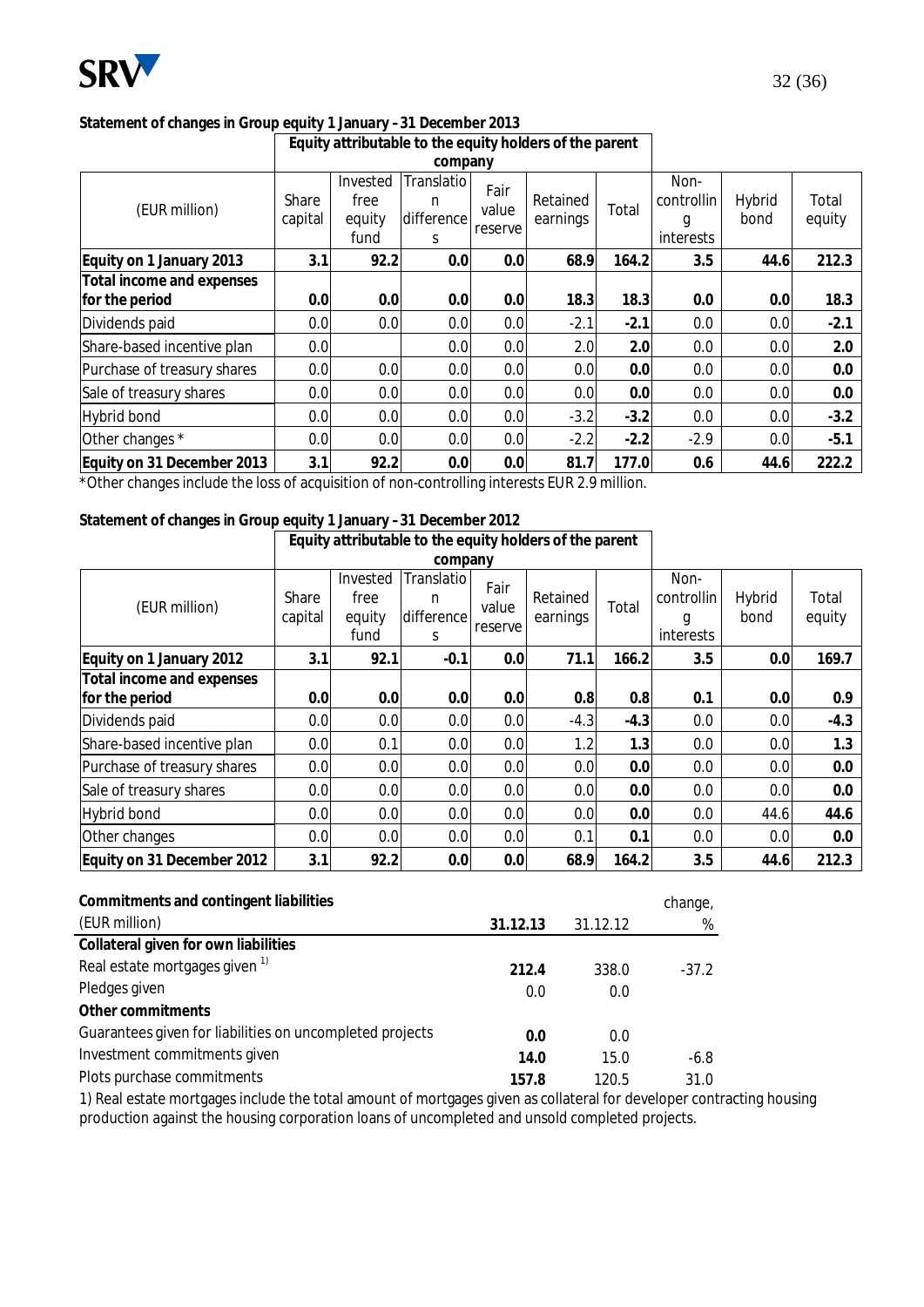**Statement of changes in Group equity 1 January – 31 December 2013**

| (EUR million) | Equity attributable to the equity holders of the parent company | | | | | | | | |
|---|---|---|---|---|---|---|---|---|---|
| | Share capital | Invested free equity fund | Translation differences | Fair value reserve | Retained earnings | Total | Non-controlling interests | Hybrid bond | Total equity |
| **Equity on 1 January 2013** | **3.1** | **92.2** | **0.0** | **0.0** | **68.9** | **164.2** | **3.5** | **44.6** | **212.3** |
| **Total income and expenses for the period** | **0.0** | **0.0** | **0.0** | **0.0** | **18.3** | **18.3** | **0.0** | **0.0** | **18.3** |
| Dividends paid | 0.0 | 0.0 | 0.0 | 0.0 | -2.1 | **-2.1** | 0.0 | 0.0 | **-2.1** |
| Share-based incentive plan | 0.0 | | 0.0 | 0.0 | 2.0 | **2.0** | 0.0 | 0.0 | **2.0** |
| Purchase of treasury shares | 0.0 | 0.0 | 0.0 | 0.0 | 0.0 | **0.0** | 0.0 | 0.0 | **0.0** |
| Sale of treasury shares | 0.0 | 0.0 | 0.0 | 0.0 | 0.0 | **0.0** | 0.0 | 0.0 | **0.0** |
| Hybrid bond | 0.0 | 0.0 | 0.0 | 0.0 | -3.2 | **-3.2** | 0.0 | 0.0 | **-3.2** |
| Other changes * | 0.0 | 0.0 | 0.0 | 0.0 | -2.2 | **-2.2** | -2.9 | 0.0 | **-5.1** |
| **Equity on 31 December 2013** | **3.1** | **92.2** | **0.0** | **0.0** | **81.7** | **177.0** | **0.6** | **44.6** | **222.2** |

*Other changes include the loss of acquisition of non-controlling interests EUR 2.9 million.

**Statement of changes in Group equity 1 January – 31 December 2012**

| (EUR million) | Equity attributable to the equity holders of the parent company | | | | | | | | |
|---|---|---|---|---|---|---|---|---|---|
| | Share capital | Invested free equity fund | Translation differences | Fair value reserve | Retained earnings | Total | Non-controlling interests | Hybrid bond | Total equity |
| **Equity on 1 January 2012** | **3.1** | **92.1** | **-0.1** | **0.0** | **71.1** | **166.2** | **3.5** | **0.0** | **169.7** |
| **Total income and expenses for the period** | **0.0** | **0.0** | **0.0** | **0.0** | **0.8** | **0.8** | **0.1** | **0.0** | **0.9** |
| Dividends paid | 0.0 | 0.0 | 0.0 | 0.0 | -4.3 | **-4.3** | 0.0 | 0.0 | **-4.3** |
| Share-based incentive plan | 0.0 | 0.1 | 0.0 | 0.0 | 1.2 | **1.3** | 0.0 | 0.0 | **1.3** |
| Purchase of treasury shares | 0.0 | 0.0 | 0.0 | 0.0 | 0.0 | **0.0** | 0.0 | 0.0 | **0.0** |
| Sale of treasury shares | 0.0 | 0.0 | 0.0 | 0.0 | 0.0 | **0.0** | 0.0 | 0.0 | **0.0** |
| Hybrid bond | 0.0 | 0.0 | 0.0 | 0.0 | 0.0 | **0.0** | 0.0 | 44.6 | **44.6** |
| Other changes | 0.0 | 0.0 | 0.0 | 0.0 | 0.1 | **0.1** | 0.0 | 0.0 | **0.0** |
| **Equity on 31 December 2012** | **3.1** | **92.2** | **0.0** | **0.0** | **68.9** | **164.2** | **3.5** | **44.6** | **212.3** |

| **Commitments and contingent liabilities** (EUR million) | **31.12.13** | 31.12.12 | change, % |
|---|---|---|---|
| **Collateral given for own liabilities** | | | |
| Real estate mortgages given [1)] | **212.4** | 338.0 | -37.2 |
| Pledges given | 0.0 | 0.0 | |
| **Other commitments** | | | |
| Guarantees given for liabilities on uncompleted projects | **0.0** | 0.0 | |
| Investment commitments given | **14.0** | 15.0 | -6.8 |
| Plots purchase commitments | **157.8** | 120.5 | 31.0 |

1) Real estate mortgages include the total amount of mortgages given as collateral for developer contracting housing production against the housing corporation loans of uncompleted and unsold completed projects.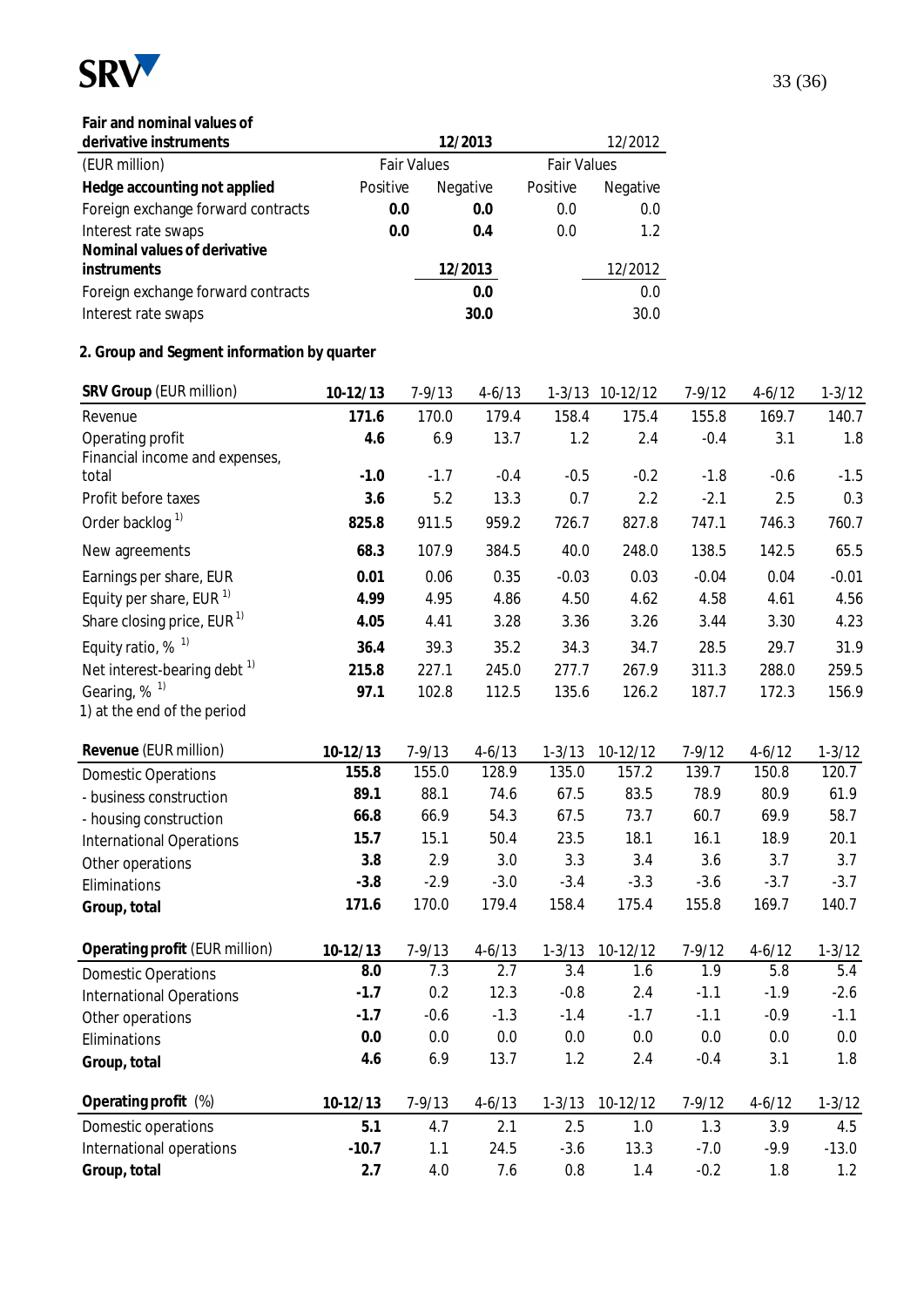**Fair and nominal values of derivative instruments**

| (EUR million) | 12/2013 | | 12/2012 | |
|---|---|---|---|---|
| | Fair Values | | Fair Values | |
| **Hedge accounting not applied** | Positive | Negative | Positive | Negative |
| Foreign exchange forward contracts | **0.0** | **0.0** | 0.0 | 0.0 |
| Interest rate swaps | **0.0** | **0.4** | 0.0 | 1.2 |

| **Nominal values of derivative instruments** | 12/2013 | 12/2012 |
|---|---|---|
| Foreign exchange forward contracts | **0.0** | 0.0 |
| Interest rate swaps | **30.0** | 30.0 |

**2. Group and Segment information by quarter**

| **SRV Group** (EUR million) | 10-12/13 | 7-9/13 | 4-6/13 | 1-3/13 | 10-12/12 | 7-9/12 | 4-6/12 | 1-3/12 |
|---|---|---|---|---|---|---|---|---|
| Revenue | **171.6** | 170.0 | 179.4 | 158.4 | 175.4 | 155.8 | 169.7 | 140.7 |
| Operating profit | **4.6** | 6.9 | 13.7 | 1.2 | 2.4 | -0.4 | 3.1 | 1.8 |
| Financial income and expenses, total | **-1.0** | -1.7 | -0.4 | -0.5 | -0.2 | -1.8 | -0.6 | -1.5 |
| Profit before taxes | **3.6** | 5.2 | 13.3 | 0.7 | 2.2 | -2.1 | 2.5 | 0.3 |
| Order backlog [1] | **825.8** | 911.5 | 959.2 | 726.7 | 827.8 | 747.1 | 746.3 | 760.7 |
| New agreements | **68.3** | 107.9 | 384.5 | 40.0 | 248.0 | 138.5 | 142.5 | 65.5 |
| Earnings per share, EUR | **0.01** | 0.06 | 0.35 | -0.03 | 0.03 | -0.04 | 0.04 | -0.01 |
| Equity per share, EUR [1] | **4.99** | 4.95 | 4.86 | 4.50 | 4.62 | 4.58 | 4.61 | 4.56 |
| Share closing price, EUR [1] | **4.05** | 4.41 | 3.28 | 3.36 | 3.26 | 3.44 | 3.30 | 4.23 |
| Equity ratio, % [1] | **36.4** | 39.3 | 35.2 | 34.3 | 34.7 | 28.5 | 29.7 | 31.9 |
| Net interest-bearing debt [1] | **215.8** | 227.1 | 245.0 | 277.7 | 267.9 | 311.3 | 288.0 | 259.5 |
| Gearing, % [1] | **97.1** | 102.8 | 112.5 | 135.6 | 126.2 | 187.7 | 172.3 | 156.9 |

1) at the end of the period

| **Revenue** (EUR million) | 10-12/13 | 7-9/13 | 4-6/13 | 1-3/13 | 10-12/12 | 7-9/12 | 4-6/12 | 1-3/12 |
|---|---|---|---|---|---|---|---|---|
| Domestic Operations | **155.8** | 155.0 | 128.9 | 135.0 | 157.2 | 139.7 | 150.8 | 120.7 |
| - business construction | **89.1** | 88.1 | 74.6 | 67.5 | 83.5 | 78.9 | 80.9 | 61.9 |
| - housing construction | **66.8** | 66.9 | 54.3 | 67.5 | 73.7 | 60.7 | 69.9 | 58.7 |
| International Operations | **15.7** | 15.1 | 50.4 | 23.5 | 18.1 | 16.1 | 18.9 | 20.1 |
| Other operations | **3.8** | 2.9 | 3.0 | 3.3 | 3.4 | 3.6 | 3.7 | 3.7 |
| Eliminations | **-3.8** | -2.9 | -3.0 | -3.4 | -3.3 | -3.6 | -3.7 | -3.7 |
| **Group, total** | **171.6** | 170.0 | 179.4 | 158.4 | 175.4 | 155.8 | 169.7 | 140.7 |

| **Operating profit** (EUR million) | 10-12/13 | 7-9/13 | 4-6/13 | 1-3/13 | 10-12/12 | 7-9/12 | 4-6/12 | 1-3/12 |
|---|---|---|---|---|---|---|---|---|
| Domestic Operations | **8.0** | 7.3 | 2.7 | 3.4 | 1.6 | 1.9 | 5.8 | 5.4 |
| International Operations | **-1.7** | 0.2 | 12.3 | -0.8 | 2.4 | -1.1 | -1.9 | -2.6 |
| Other operations | **-1.7** | -0.6 | -1.3 | -1.4 | -1.7 | -1.1 | -0.9 | -1.1 |
| Eliminations | **0.0** | 0.0 | 0.0 | 0.0 | 0.0 | 0.0 | 0.0 | 0.0 |
| **Group, total** | **4.6** | 6.9 | 13.7 | 1.2 | 2.4 | -0.4 | 3.1 | 1.8 |

| **Operating profit** (%) | 10-12/13 | 7-9/13 | 4-6/13 | 1-3/13 | 10-12/12 | 7-9/12 | 4-6/12 | 1-3/12 |
|---|---|---|---|---|---|---|---|---|
| Domestic operations | **5.1** | 4.7 | 2.1 | 2.5 | 1.0 | 1.3 | 3.9 | 4.5 |
| International operations | **-10.7** | 1.1 | 24.5 | -3.6 | 13.3 | -7.0 | -9.9 | -13.0 |
| **Group, total** | **2.7** | 4.0 | 7.6 | 0.8 | 1.4 | -0.2 | 1.8 | 1.2 |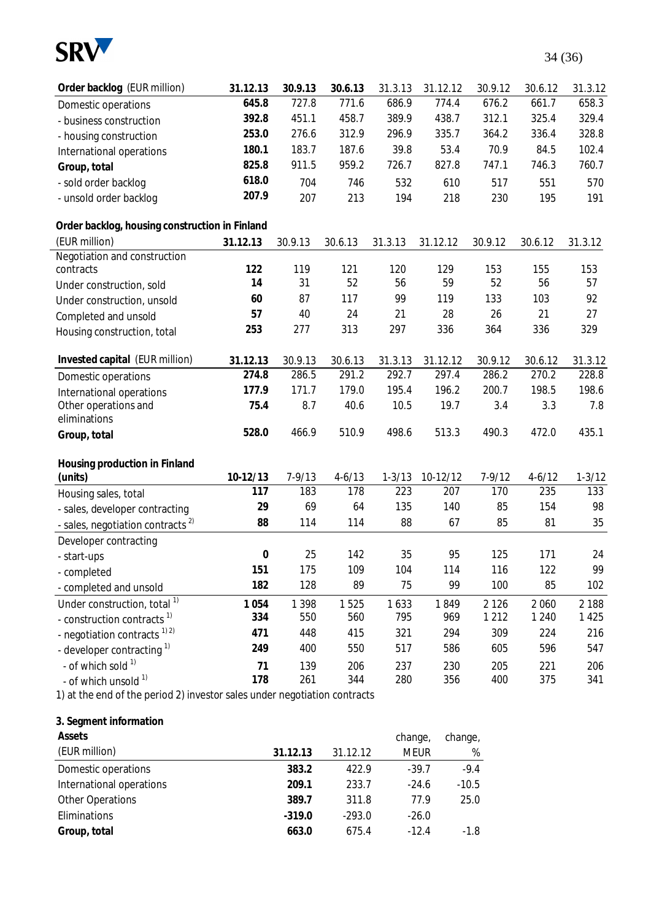| Order backlog (EUR million) | 31.12.13 | 30.9.13 | 30.6.13 | 31.3.13 | 31.12.12 | 30.9.12 | 30.6.12 | 31.3.12 |
|---|---|---|---|---|---|---|---|---|
| Domestic operations | **645.8** | 727.8 | 771.6 | 686.9 | 774.4 | 676.2 | 661.7 | 658.3 |
| - business construction | **392.8** | 451.1 | 458.7 | 389.9 | 438.7 | 312.1 | 325.4 | 329.4 |
| - housing construction | **253.0** | 276.6 | 312.9 | 296.9 | 335.7 | 364.2 | 336.4 | 328.8 |
| International operations | **180.1** | 183.7 | 187.6 | 39.8 | 53.4 | 70.9 | 84.5 | 102.4 |
| **Group, total** | **825.8** | 911.5 | 959.2 | 726.7 | 827.8 | 747.1 | 746.3 | 760.7 |
| - sold order backlog | **618.0** | 704 | 746 | 532 | 610 | 517 | 551 | 570 |
| - unsold order backlog | **207.9** | 207 | 213 | 194 | 218 | 230 | 195 | 191 |

| **Order backlog, housing construction in Finland** (EUR million) | 31.12.13 | 30.9.13 | 30.6.13 | 31.3.13 | 31.12.12 | 30.9.12 | 30.6.12 | 31.3.12 |
|---|---|---|---|---|---|---|---|---|
| Negotiation and construction contracts | **122** | 119 | 121 | 120 | 129 | 153 | 155 | 153 |
| Under construction, sold | **14** | 31 | 52 | 56 | 59 | 52 | 56 | 57 |
| Under construction, unsold | **60** | 87 | 117 | 99 | 119 | 133 | 103 | 92 |
| Completed and unsold | **57** | 40 | 24 | 21 | 28 | 26 | 21 | 27 |
| Housing construction, total | **253** | 277 | 313 | 297 | 336 | 364 | 336 | 329 |

| Invested capital (EUR million) | 31.12.13 | 30.9.13 | 30.6.13 | 31.3.13 | 31.12.12 | 30.9.12 | 30.6.12 | 31.3.12 |
|---|---|---|---|---|---|---|---|---|
| Domestic operations | **274.8** | 286.5 | 291.2 | 292.7 | 297.4 | 286.2 | 270.2 | 228.8 |
| International operations | **177.9** | 171.7 | 179.0 | 195.4 | 196.2 | 200.7 | 198.5 | 198.6 |
| Other operations and eliminations | **75.4** | 8.7 | 40.6 | 10.5 | 19.7 | 3.4 | 3.3 | 7.8 |
| **Group, total** | **528.0** | 466.9 | 510.9 | 498.6 | 513.3 | 490.3 | 472.0 | 435.1 |

| **Housing production in Finland (units)** | 10-12/13 | 7-9/13 | 4-6/13 | 1-3/13 | 10-12/12 | 7-9/12 | 4-6/12 | 1-3/12 |
|---|---|---|---|---|---|---|---|---|
| Housing sales, total | **117** | 183 | 178 | 223 | 207 | 170 | 235 | 133 |
| - sales, developer contracting | **29** | 69 | 64 | 135 | 140 | 85 | 154 | 98 |
| - sales, negotiation contracts [2] | **88** | 114 | 114 | 88 | 67 | 85 | 81 | 35 |
| Developer contracting | | | | | | | | |
| - start-ups | **0** | 25 | 142 | 35 | 95 | 125 | 171 | 24 |
| - completed | **151** | 175 | 109 | 104 | 114 | 116 | 122 | 99 |
| - completed and unsold | **182** | 128 | 89 | 75 | 99 | 100 | 85 | 102 |
| Under construction, total [1] | **1 054** | 1 398 | 1 525 | 1 633 | 1 849 | 2 126 | 2 060 | 2 188 |
| - construction contracts [1] | **334** | 550 | 560 | 795 | 969 | 1 212 | 1 240 | 1 425 |
| - negotiation contracts [1] [2] | **471** | 448 | 415 | 321 | 294 | 309 | 224 | 216 |
| - developer contracting [1] | **249** | 400 | 550 | 517 | 586 | 605 | 596 | 547 |
| - of which sold [1] | **71** | 139 | 206 | 237 | 230 | 205 | 221 | 206 |
| - of which unsold [1] | **178** | 261 | 344 | 280 | 356 | 400 | 375 | 341 |

1) at the end of the period 2) investor sales under negotiation contracts

**3. Segment information**

| **Assets** (EUR million) | 31.12.13 | 31.12.12 | change, MEUR | change, % |
|---|---|---|---|---|
| Domestic operations | **383.2** | 422.9 | -39.7 | -9.4 |
| International operations | **209.1** | 233.7 | -24.6 | -10.5 |
| Other Operations | **389.7** | 311.8 | 77.9 | 25.0 |
| Eliminations | **-319.0** | -293.0 | -26.0 | |
| **Group, total** | **663.0** | 675.4 | -12.4 | -1.8 |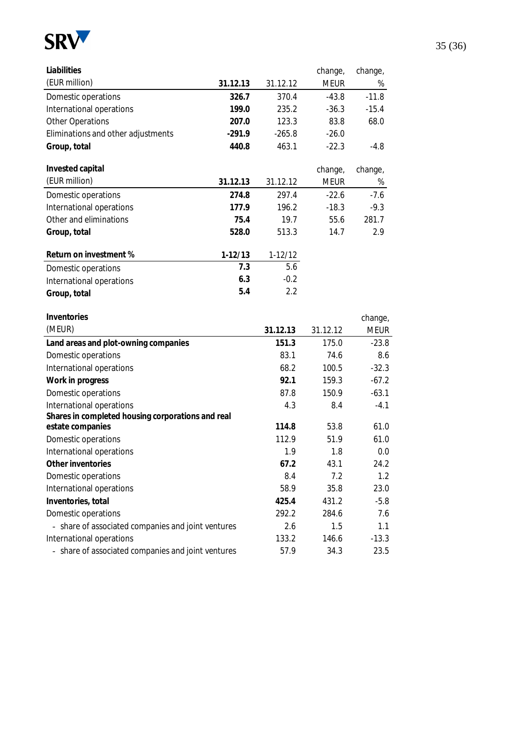| Liabilities (EUR million) | 31.12.13 | 31.12.12 | change, MEUR | change, % |
|---|---|---|---|---|
| Domestic operations | **326.7** | 370.4 | -43.8 | -11.8 |
| International operations | **199.0** | 235.2 | -36.3 | -15.4 |
| Other Operations | **207.0** | 123.3 | 83.8 | 68.0 |
| Eliminations and other adjustments | **-291.9** | -265.8 | -26.0 | |
| **Group, total** | **440.8** | 463.1 | -22.3 | -4.8 |

| Invested capital (EUR million) | 31.12.13 | 31.12.12 | change, MEUR | change, % |
|---|---|---|---|---|
| Domestic operations | **274.8** | 297.4 | -22.6 | -7.6 |
| International operations | **177.9** | 196.2 | -18.3 | -9.3 |
| Other and eliminations | **75.4** | 19.7 | 55.6 | 281.7 |
| **Group, total** | **528.0** | 513.3 | 14.7 | 2.9 |

| Return on investment % | 1-12/13 | 1-12/12 |
|---|---|---|
| Domestic operations | **7.3** | 5.6 |
| International operations | **6.3** | -0.2 |
| **Group, total** | **5.4** | 2.2 |

| Inventories (MEUR) | 31.12.13 | 31.12.12 | change, MEUR |
|---|---|---|---|
| **Land areas and plot-owning companies** | **151.3** | 175.0 | -23.8 |
| Domestic operations | 83.1 | 74.6 | 8.6 |
| International operations | 68.2 | 100.5 | -32.3 |
| **Work in progress** | **92.1** | 159.3 | -67.2 |
| Domestic operations | 87.8 | 150.9 | -63.1 |
| International operations | 4.3 | 8.4 | -4.1 |
| **Shares in completed housing corporations and real estate companies** | **114.8** | 53.8 | 61.0 |
| Domestic operations | 112.9 | 51.9 | 61.0 |
| International operations | 1.9 | 1.8 | 0.0 |
| **Other inventories** | **67.2** | 43.1 | 24.2 |
| Domestic operations | 8.4 | 7.2 | 1.2 |
| International operations | 58.9 | 35.8 | 23.0 |
| **Inventories, total** | **425.4** | 431.2 | -5.8 |
| Domestic operations | 292.2 | 284.6 | 7.6 |
| - share of associated companies and joint ventures | 2.6 | 1.5 | 1.1 |
| International operations | 133.2 | 146.6 | -13.3 |
| - share of associated companies and joint ventures | 57.9 | 34.3 | 23.5 |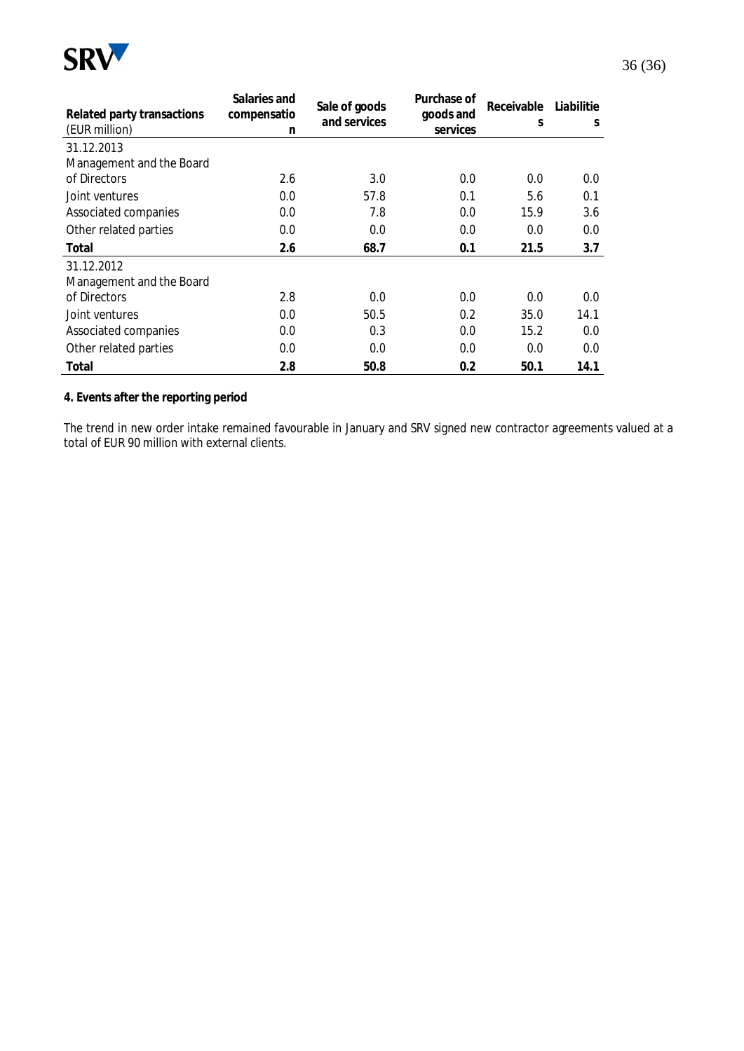| Related party transactions (EUR million) | Salaries and compensation | Sale of goods and services | Purchase of goods and services | Receivables | Liabilities |
|---|---|---|---|---|---|
| 31.12.2013 | | | | | |
| Management and the Board of Directors | 2.6 | 3.0 | 0.0 | 0.0 | 0.0 |
| Joint ventures | 0.0 | 57.8 | 0.1 | 5.6 | 0.1 |
| Associated companies | 0.0 | 7.8 | 0.0 | 15.9 | 3.6 |
| Other related parties | 0.0 | 0.0 | 0.0 | 0.0 | 0.0 |
| **Total** | **2.6** | **68.7** | **0.1** | **21.5** | **3.7** |
| 31.12.2012 | | | | | |
| Management and the Board of Directors | 2.8 | 0.0 | 0.0 | 0.0 | 0.0 |
| Joint ventures | 0.0 | 50.5 | 0.2 | 35.0 | 14.1 |
| Associated companies | 0.0 | 0.3 | 0.0 | 15.2 | 0.0 |
| Other related parties | 0.0 | 0.0 | 0.0 | 0.0 | 0.0 |
| **Total** | **2.8** | **50.8** | **0.2** | **50.1** | **14.1** |

**4. Events after the reporting period**

The trend in new order intake remained favourable in January and SRV signed new contractor agreements valued at a total of EUR 90 million with external clients.